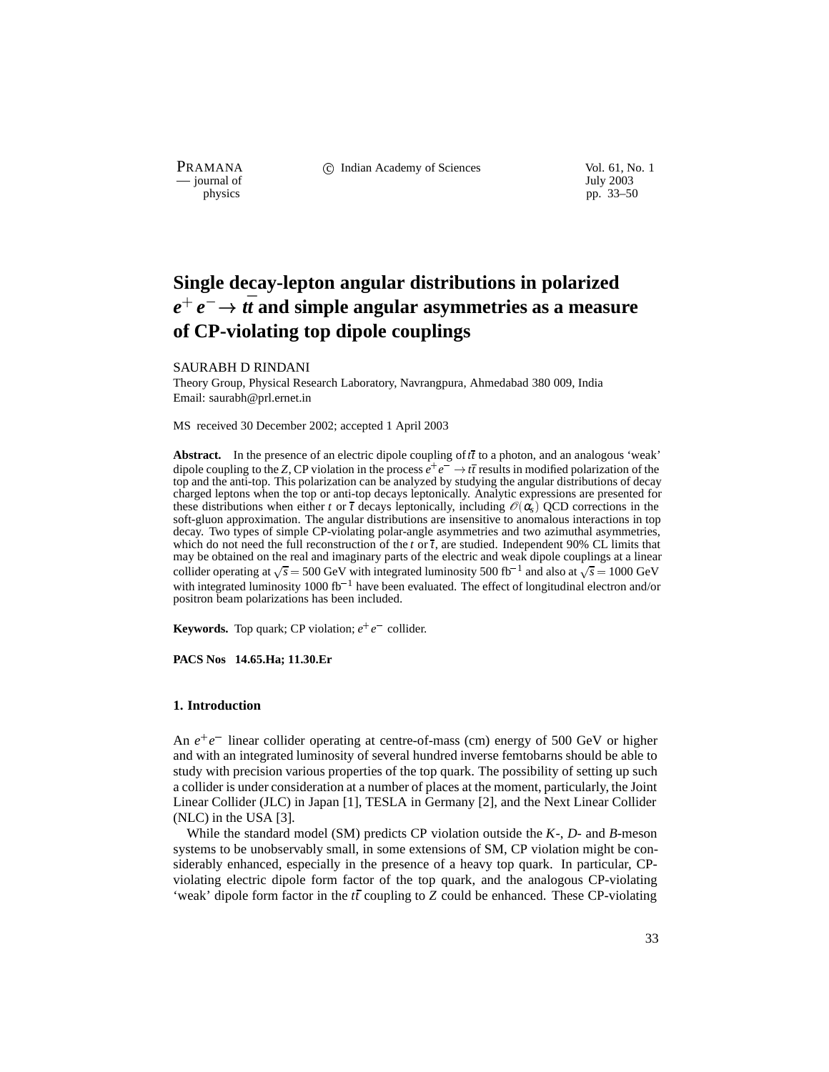# Single decay-lepton angular distributions in polarized $e^+e^- \to t\bar{t}$ and simple angular asymmetries as a measure of CP-violating top dipole couplings

SAURABH D RINDANI

Theory Group, Physical Research Laboratory, Navrangpura, Ahmedabad 380 009, India
Email: saurabh@prl.ernet.in

MS received 30 December 2002; accepted 1 April 2003

**Abstract.** In the presence of an electric dipole coupling of $t\bar{t}$ to a photon, and an analogous 'weak' dipole coupling to the $Z$, CP violation in the process $e^+e^- \to t\bar{t}$ results in modified polarization of the top and the anti-top. This polarization can be analyzed by studying the angular distributions of decay charged leptons when the top or anti-top decays leptonically. Analytic expressions are presented for these distributions when either $t$ or $\bar{t}$ decays leptonically, including $\mathcal{O}(\alpha_s)$ QCD corrections in the soft-gluon approximation. The angular distributions are insensitive to anomalous interactions in top decay. Two types of simple CP-violating polar-angle asymmetries and two azimuthal asymmetries, which do not need the full reconstruction of the $t$ or $\bar{t}$, are studied. Independent 90% CL limits that may be obtained on the real and imaginary parts of the electric and weak dipole couplings at a linear collider operating at $\sqrt{s} = 500$ GeV with integrated luminosity 500 fb$^{-1}$ and also at $\sqrt{s} = 1000$ GeV with integrated luminosity 1000 fb$^{-1}$ have been evaluated. The effect of longitudinal electron and/or positron beam polarizations has been included.

**Keywords.** Top quark; CP violation; $e^+e^-$ collider.

**PACS Nos 14.65.Ha; 11.30.Er**

## 1. Introduction

An $e^+e^-$ linear collider operating at centre-of-mass (cm) energy of 500 GeV or higher and with an integrated luminosity of several hundred inverse femtobarns should be able to study with precision various properties of the top quark. The possibility of setting up such a collider is under consideration at a number of places at the moment, particularly, the Joint Linear Collider (JLC) in Japan [1], TESLA in Germany [2], and the Next Linear Collider (NLC) in the USA [3].

While the standard model (SM) predicts CP violation outside the $K$-, $D$- and $B$-meson systems to be unobservably small, in some extensions of SM, CP violation might be considerably enhanced, especially in the presence of a heavy top quark. In particular, CP-violating electric dipole form factor of the top quark, and the analogous CP-violating 'weak' dipole form factor in the $t\bar{t}$ coupling to $Z$ could be enhanced. These CP-violating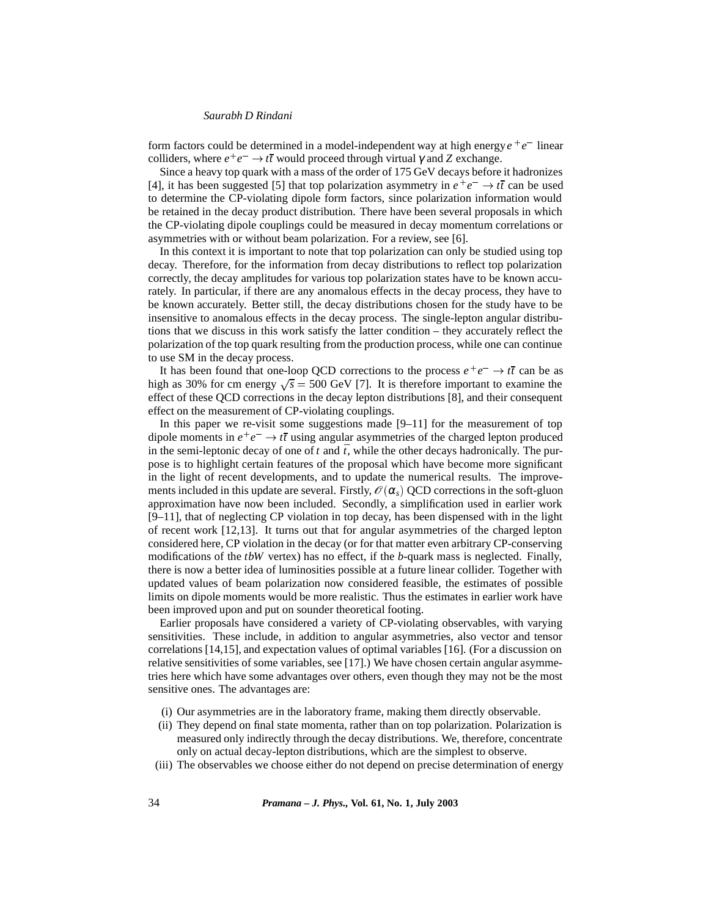form factors could be determined in a model-independent way at high energy $e^+e^-$ linear colliders, where $e^+e^- \to t\bar{t}$ would proceed through virtual $\gamma$ and $Z$ exchange.

Since a heavy top quark with a mass of the order of 175 GeV decays before it hadronizes [4], it has been suggested [5] that top polarization asymmetry in $e^+e^- \to t\bar{t}$ can be used to determine the CP-violating dipole form factors, since polarization information would be retained in the decay product distribution. There have been several proposals in which the CP-violating dipole couplings could be measured in decay momentum correlations or asymmetries with or without beam polarization. For a review, see [6].

In this context it is important to note that top polarization can only be studied using top decay. Therefore, for the information from decay distributions to reflect top polarization correctly, the decay amplitudes for various top polarization states have to be known accurately. In particular, if there are any anomalous effects in the decay process, they have to be known accurately. Better still, the decay distributions chosen for the study have to be insensitive to anomalous effects in the decay process. The single-lepton angular distributions that we discuss in this work satisfy the latter condition – they accurately reflect the polarization of the top quark resulting from the production process, while one can continue to use SM in the decay process.

It has been found that one-loop QCD corrections to the process $e^+e^- \to t\bar{t}$ can be as high as 30% for cm energy $\sqrt{s} = 500$ GeV [7]. It is therefore important to examine the effect of these QCD corrections in the decay lepton distributions [8], and their consequent effect on the measurement of CP-violating couplings.

In this paper we re-visit some suggestions made [9–11] for the measurement of top dipole moments in $e^+e^- \to t\bar{t}$ using angular asymmetries of the charged lepton produced in the semi-leptonic decay of one of $t$ and $\bar{t}$, while the other decays hadronically. The purpose is to highlight certain features of the proposal which have become more significant in the light of recent developments, and to update the numerical results. The improvements included in this update are several. Firstly, $\mathscr{O}(\alpha_s)$ QCD corrections in the soft-gluon approximation have now been included. Secondly, a simplification used in earlier work [9–11], that of neglecting CP violation in top decay, has been dispensed with in the light of recent work [12,13]. It turns out that for angular asymmetries of the charged lepton considered here, CP violation in the decay (or for that matter even arbitrary CP-conserving modifications of the $tbW$ vertex) has no effect, if the $b$-quark mass is neglected. Finally, there is now a better idea of luminosities possible at a future linear collider. Together with updated values of beam polarization now considered feasible, the estimates of possible limits on dipole moments would be more realistic. Thus the estimates in earlier work have been improved upon and put on sounder theoretical footing.

Earlier proposals have considered a variety of CP-violating observables, with varying sensitivities. These include, in addition to angular asymmetries, also vector and tensor correlations [14,15], and expectation values of optimal variables [16]. (For a discussion on relative sensitivities of some variables, see [17].) We have chosen certain angular asymmetries here which have some advantages over others, even though they may not be the most sensitive ones. The advantages are:

(i) Our asymmetries are in the laboratory frame, making them directly observable.

(ii) They depend on final state momenta, rather than on top polarization. Polarization is measured only indirectly through the decay distributions. We, therefore, concentrate only on actual decay-lepton distributions, which are the simplest to observe.

(iii) The observables we choose either do not depend on precise determination of energy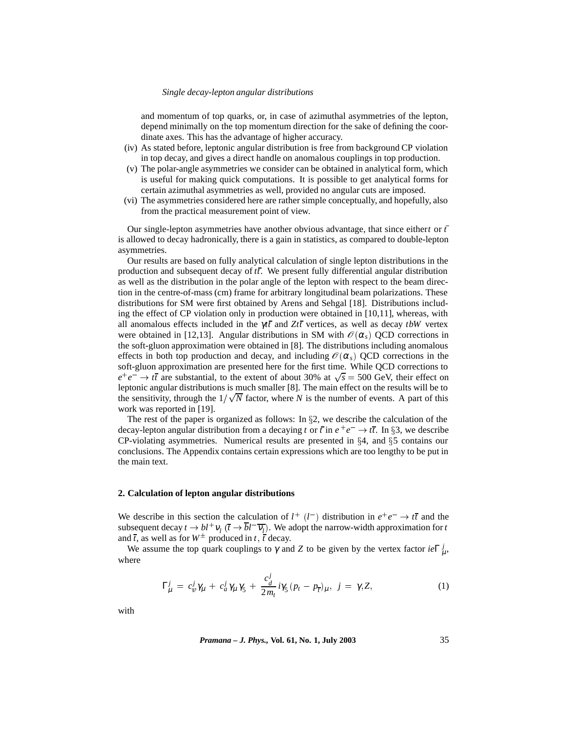and momentum of top quarks, or, in case of azimuthal asymmetries of the lepton, depend minimally on the top momentum direction for the sake of defining the coordinate axes. This has the advantage of higher accuracy.

(iv) As stated before, leptonic angular distribution is free from background CP violation in top decay, and gives a direct handle on anomalous couplings in top production.

(v) The polar-angle asymmetries we consider can be obtained in analytical form, which is useful for making quick computations. It is possible to get analytical forms for certain azimuthal asymmetries as well, provided no angular cuts are imposed.

(vi) The asymmetries considered here are rather simple conceptually, and hopefully, also from the practical measurement point of view.

Our single-lepton asymmetries have another obvious advantage, that since either $t$ or $\bar{t}$ is allowed to decay hadronically, there is a gain in statistics, as compared to double-lepton asymmetries.

Our results are based on fully analytical calculation of single lepton distributions in the production and subsequent decay of $t\bar{t}$. We present fully differential angular distribution as well as the distribution in the polar angle of the lepton with respect to the beam direction in the centre-of-mass (cm) frame for arbitrary longitudinal beam polarizations. These distributions for SM were first obtained by Arens and Sehgal [18]. Distributions including the effect of CP violation only in production were obtained in [10,11], whereas, with all anomalous effects included in the $\gamma t\bar{t}$ and $Zt\bar{t}$ vertices, as well as decay $tbW$ vertex were obtained in [12,13]. Angular distributions in SM with $\mathcal{O}(\alpha_s)$ QCD corrections in the soft-gluon approximation were obtained in [8]. The distributions including anomalous effects in both top production and decay, and including $\mathcal{O}(\alpha_s)$ QCD corrections in the soft-gluon approximation are presented here for the first time. While QCD corrections to $e^+e^- \to t\bar{t}$ are substantial, to the extent of about 30% at $\sqrt{s} = 500$ GeV, their effect on leptonic angular distributions is much smaller [8]. The main effect on the results will be to the sensitivity, through the $1/\sqrt{N}$ factor, where $N$ is the number of events. A part of this work was reported in [19].

The rest of the paper is organized as follows: In §2, we describe the calculation of the decay-lepton angular distribution from a decaying $t$ or $\bar{t}$ in $e^+e^- \to t\bar{t}$. In §3, we describe CP-violating asymmetries. Numerical results are presented in §4, and §5 contains our conclusions. The Appendix contains certain expressions which are too lengthy to be put in the main text.

## 2. Calculation of lepton angular distributions

We describe in this section the calculation of $l^+$ ($l^-$) distribution in $e^+e^- \to t\bar{t}$ and the subsequent decay $t \to bl^+\nu_l$ ($\bar{t} \to \bar{b}l^-\overline{\nu_l}$). We adopt the narrow-width approximation for $t$ and $\bar{t}$, as well as for $W^\pm$ produced in $t$, $\bar{t}$ decay.

We assume the top quark couplings to $\gamma$ and $Z$ to be given by the vertex factor $ie\Gamma^j_\mu$, where

$$\Gamma^j_\mu = c^j_v \gamma_\mu + c^j_a \gamma_\mu \gamma_5 + \frac{c^j_d}{2m_t} i\gamma_5 (p_t - p_{\overline{t}})_\mu, \; j = \gamma, Z, \tag{1}$$

with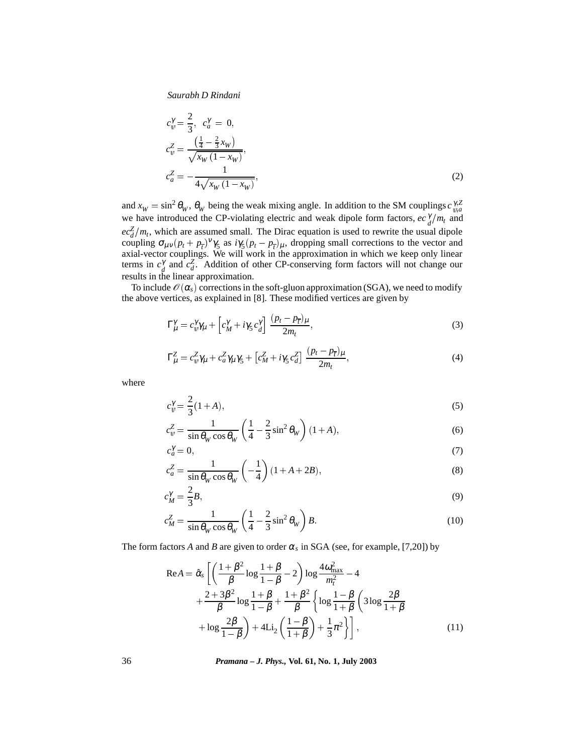$$
\begin{aligned}
c_v^\gamma &= \frac{2}{3}, \quad c_a^\gamma = 0, \\
c_v^Z &= \frac{\left(\frac{1}{4} - \frac{2}{3}x_W\right)}{\sqrt{x_W(1-x_W)}}, \\
c_a^Z &= -\frac{1}{4\sqrt{x_W(1-x_W)}},
\end{aligned}
\tag{2}
$$

and $x_W = \sin^2\theta_W$, $\theta_W$ being the weak mixing angle. In addition to the SM couplings $c_{v,a}^{\gamma,Z}$ we have introduced the CP-violating electric and weak dipole form factors, $ec_d^\gamma/m_t$ and $ec_d^Z/m_t$, which are assumed small. The Dirac equation is used to rewrite the usual dipole coupling $\sigma_{\mu\nu}(p_t+p_{\overline{t}})^\nu\gamma_5$ as $i\gamma_5(p_t-p_{\overline{t}})_\mu$, dropping small corrections to the vector and axial-vector couplings. We will work in the approximation in which we keep only linear terms in $c_d^\gamma$ and $c_d^Z$. Addition of other CP-conserving form factors will not change our results in the linear approximation.

To include $\mathscr{O}(\alpha_s)$ corrections in the soft-gluon approximation (SGA), we need to modify the above vertices, as explained in [8]. These modified vertices are given by

$$
\Gamma_\mu^\gamma = c_v^\gamma\gamma_\mu + \left[c_M^\gamma + i\gamma_5 c_d^\gamma\right]\frac{(p_t-p_{\overline{t}})_\mu}{2m_t},
\tag{3}
$$

$$
\Gamma_\mu^Z = c_v^Z\gamma_\mu + c_a^Z\gamma_\mu\gamma_5 + \left[c_M^Z + i\gamma_5 c_d^Z\right]\frac{(p_t-p_{\overline{t}})_\mu}{2m_t},
\tag{4}
$$

where

$$
c_v^\gamma = \frac{2}{3}(1+A),
\tag{5}
$$

$$
c_v^Z = \frac{1}{\sin\theta_W\cos\theta_W}\left(\frac{1}{4} - \frac{2}{3}\sin^2\theta_W\right)(1+A),
\tag{6}
$$

$$
c_a^\gamma = 0,
\tag{7}
$$

$$
c_a^Z = \frac{1}{\sin\theta_W\cos\theta_W}\left(-\frac{1}{4}\right)(1+A+2B),
\tag{8}
$$

$$
c_M^\gamma = \frac{2}{3}B,
\tag{9}
$$

$$
c_M^Z = \frac{1}{\sin\theta_W\cos\theta_W}\left(\frac{1}{4} - \frac{2}{3}\sin^2\theta_W\right)B.
\tag{10}
$$

The form factors $A$ and $B$ are given to order $\alpha_s$ in SGA (see, for example, [7,20]) by

$$
\begin{aligned}
\mathrm{Re}A = \hat{\alpha}_s\Bigg[&\left(\frac{1+\beta^2}{\beta}\log\frac{1+\beta}{1-\beta} - 2\right)\log\frac{4\omega_{\max}^2}{m_t^2} - 4 \\
&+ \frac{2+3\beta^2}{\beta}\log\frac{1+\beta}{1-\beta} + \frac{1+\beta^2}{\beta}\left\{\log\frac{1-\beta}{1+\beta}\left(3\log\frac{2\beta}{1+\beta}\right.\right. \\
&\left.\left. + \log\frac{2\beta}{1-\beta}\right) + 4\mathrm{Li}_2\left(\frac{1-\beta}{1+\beta}\right) + \frac{1}{3}\pi^2\right\}\Bigg],
\end{aligned}
\tag{11}
$$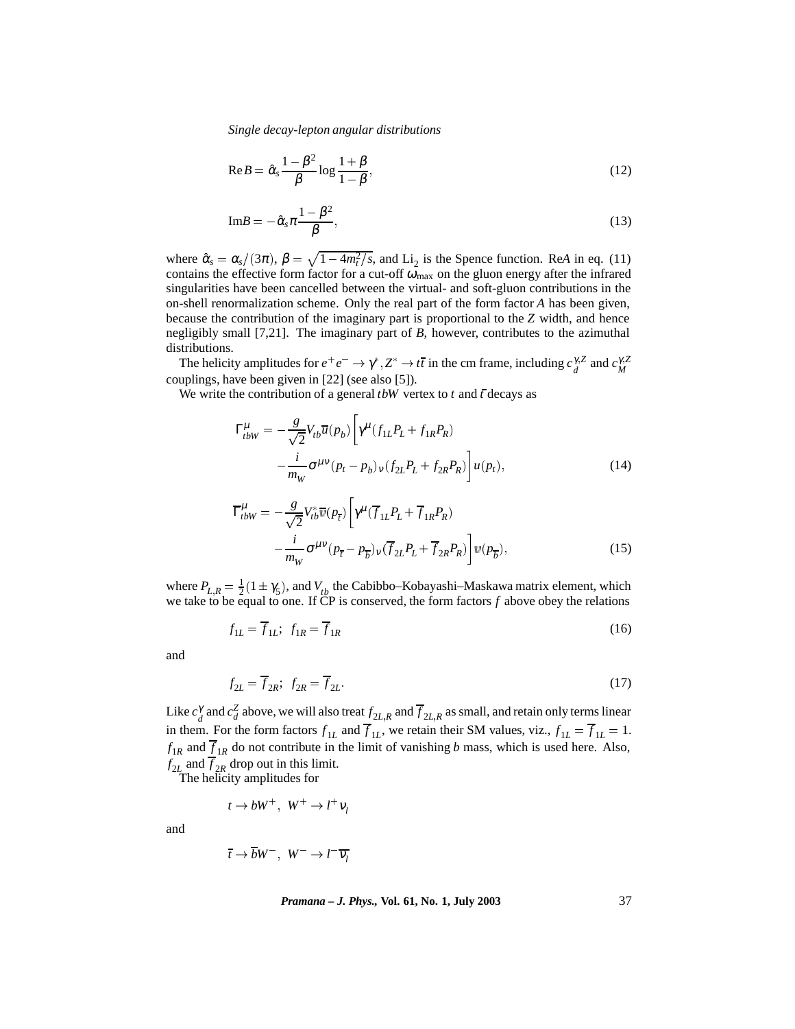$$\mathrm{Re}\,B = \hat{\alpha}_s \frac{1-\beta^2}{\beta} \log\frac{1+\beta}{1-\beta}, \tag{12}$$

$$\mathrm{Im}B = -\hat{\alpha}_s \pi \frac{1-\beta^2}{\beta}, \tag{13}$$

where $\hat{\alpha}_s = \alpha_s/(3\pi)$, $\beta = \sqrt{1-4m_t^2/s}$, and $\mathrm{Li}_2$ is the Spence function. Re$A$ in eq. (11) contains the effective form factor for a cut-off $\omega_{\max}$ on the gluon energy after the infrared singularities have been cancelled between the virtual- and soft-gluon contributions in the on-shell renormalization scheme. Only the real part of the form factor $A$ has been given, because the contribution of the imaginary part is proportional to the $Z$ width, and hence negligibly small [7,21]. The imaginary part of $B$, however, contributes to the azimuthal distributions.

The helicity amplitudes for $e^+e^- \to \gamma^*, Z^* \to t\bar{t}$ in the cm frame, including $c_d^{\gamma,Z}$ and $c_M^{\gamma,Z}$ couplings, have been given in [22] (see also [5]).

We write the contribution of a general $tbW$ vertex to $t$ and $\bar{t}$ decays as

$$\Gamma^\mu_{tbW} = -\frac{g}{\sqrt{2}} V_{tb} \bar{u}(p_b) \bigg[ \gamma^\mu (f_{1L} P_L + f_{1R} P_R) - \frac{i}{m_W} \sigma^{\mu\nu} (p_t - p_b)_\nu (f_{2L} P_L + f_{2R} P_R) \bigg] u(p_t), \tag{14}$$

$$\bar{\Gamma}^\mu_{tbW} = -\frac{g}{\sqrt{2}} V_{tb}^* \bar{v}(p_{\bar{t}}) \bigg[ \gamma^\mu (\bar{f}_{1L} P_L + \bar{f}_{1R} P_R) - \frac{i}{m_W} \sigma^{\mu\nu} (p_{\bar{t}} - p_{\bar{b}})_\nu (\bar{f}_{2L} P_L + \bar{f}_{2R} P_R) \bigg] v(p_{\bar{b}}), \tag{15}$$

where $P_{L,R} = \frac{1}{2}(1 \pm \gamma_5)$, and $V_{tb}$ the Cabibbo–Kobayashi–Maskawa matrix element, which we take to be equal to one. If CP is conserved, the form factors $f$ above obey the relations

$$f_{1L} = \bar{f}_{1L};\;\; f_{1R} = \bar{f}_{1R} \tag{16}$$

and

$$f_{2L} = \bar{f}_{2R};\;\; f_{2R} = \bar{f}_{2L}. \tag{17}$$

Like $c_d^\gamma$ and $c_d^Z$ above, we will also treat $f_{2L,R}$ and $\bar{f}_{2L,R}$ as small, and retain only terms linear in them. For the form factors $f_{1L}$ and $\bar{f}_{1L}$, we retain their SM values, viz., $f_{1L} = \bar{f}_{1L} = 1$. $f_{1R}$ and $\bar{f}_{1R}$ do not contribute in the limit of vanishing $b$ mass, which is used here. Also, $f_{2L}$ and $\bar{f}_{2R}$ drop out in this limit.

The helicity amplitudes for

$$t \to bW^+,\;\; W^+ \to l^+\nu_l$$

and

$$\bar{t} \to \bar{b}W^-,\;\; W^- \to l^-\bar{\nu}_l$$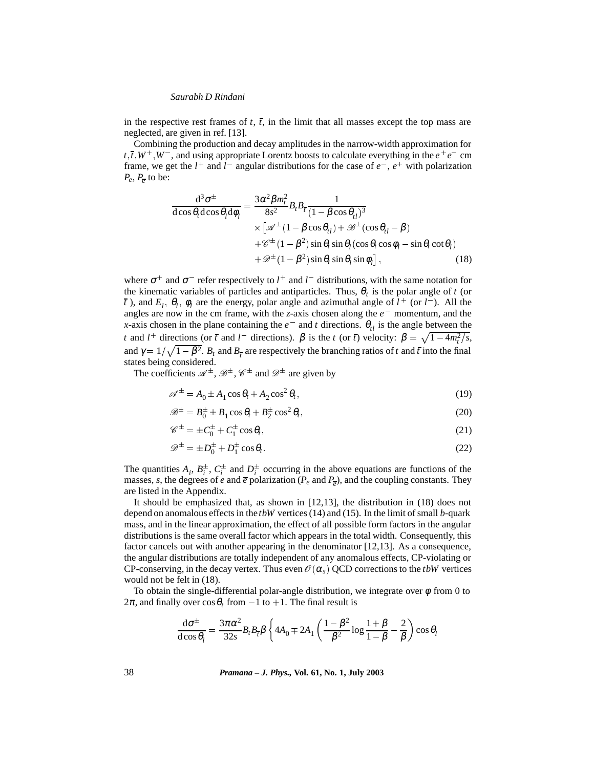in the respective rest frames of $t$, $\overline{t}$, in the limit that all masses except the top mass are neglected, are given in ref. [13].

Combining the production and decay amplitudes in the narrow-width approximation for $t, \overline{t}, W^+, W^-$, and using appropriate Lorentz boosts to calculate everything in the $e^+e^-$ cm frame, we get the $l^+$ and $l^-$ angular distributions for the case of $e^-$, $e^+$ with polarization $P_e$, $P_{\overline{e}}$ to be:

$$\frac{\mathrm{d}^3\sigma^{\pm}}{\mathrm{d}\cos\theta_t \,\mathrm{d}\cos\theta_l \,\mathrm{d}\phi_l} = \frac{3\alpha^2\beta m_t^2}{8s^2} B_t B_{\overline{t}} \frac{1}{(1-\beta\cos\theta_{tl})^3}$$
$$\times \left[\mathscr{A}^{\pm}(1-\beta\cos\theta_{tl}) + \mathscr{B}^{\pm}(\cos\theta_{tl}-\beta)\right.$$
$$+\mathscr{C}^{\pm}(1-\beta^2)\sin\theta_t\sin\theta_l(\cos\theta_t\cos\phi_l - \sin\theta_t\cot\theta_l)$$
$$\left. +\mathscr{D}^{\pm}(1-\beta^2)\sin\theta_t\sin\theta_l\sin\phi_l\right], \tag{18}$$

where $\sigma^+$ and $\sigma^-$ refer respectively to $l^+$ and $l^-$ distributions, with the same notation for the kinematic variables of particles and antiparticles. Thus, $\theta_t$ is the polar angle of $t$ (or $\overline{t}$ ), and $E_l$, $\theta_l$, $\phi_l$ are the energy, polar angle and azimuthal angle of $l^+$ (or $l^-$). All the angles are now in the cm frame, with the $z$-axis chosen along the $e^-$ momentum, and the $x$-axis chosen in the plane containing the $e^-$ and $t$ directions. $\theta_{tl}$ is the angle between the $t$ and $l^+$ directions (or $\overline{t}$ and $l^-$ directions). $\beta$ is the $t$ (or $\overline{t}$) velocity: $\beta = \sqrt{1-4m_t^2/s}$, and $\gamma = 1/\sqrt{1-\beta^2}$. $B_t$ and $B_{\overline{t}}$ are respectively the branching ratios of $t$ and $\overline{t}$ into the final states being considered.

The coefficients $\mathscr{A}^{\pm}$, $\mathscr{B}^{\pm}$, $\mathscr{C}^{\pm}$ and $\mathscr{D}^{\pm}$ are given by

$$\mathscr{A}^{\pm} = A_0 \pm A_1\cos\theta_t + A_2\cos^2\theta_t, \tag{19}$$

$$\mathscr{B}^{\pm} = B_0^{\pm} \pm B_1\cos\theta_t + B_2^{\pm}\cos^2\theta_t, \tag{20}$$

$$\mathscr{C}^{\pm} = \pm C_0^{\pm} + C_1^{\pm}\cos\theta_t, \tag{21}$$

$$\mathscr{D}^{\pm} = \pm D_0^{\pm} + D_1^{\pm}\cos\theta_t. \tag{22}$$

The quantities $A_i$, $B_i^{\pm}$, $C_i^{\pm}$ and $D_i^{\pm}$ occurring in the above equations are functions of the masses, $s$, the degrees of $e$ and $\overline{e}$ polarization ($P_e$ and $P_{\overline{e}}$), and the coupling constants. They are listed in the Appendix.

It should be emphasized that, as shown in [12,13], the distribution in (18) does not depend on anomalous effects in the $tbW$ vertices (14) and (15). In the limit of small $b$-quark mass, and in the linear approximation, the effect of all possible form factors in the angular distributions is the same overall factor which appears in the total width. Consequently, this factor cancels out with another appearing in the denominator [12,13]. As a consequence, the angular distributions are totally independent of any anomalous effects, CP-violating or CP-conserving, in the decay vertex. Thus even $\mathscr{O}(\alpha_s)$ QCD corrections to the $tbW$ vertices would not be felt in (18).

To obtain the single-differential polar-angle distribution, we integrate over $\phi$ from 0 to $2\pi$, and finally over $\cos\theta_t$ from $-1$ to $+1$. The final result is

$$\frac{\mathrm{d}\sigma^{\pm}}{\mathrm{d}\cos\theta_l} = \frac{3\pi\alpha^2}{32s} B_t B_{\overline{t}} \beta \left\{ 4A_0 \mp 2A_1 \left( \frac{1-\beta^2}{\beta^2} \log\frac{1+\beta}{1-\beta} - \frac{2}{\beta} \right) \cos\theta_l \right.$$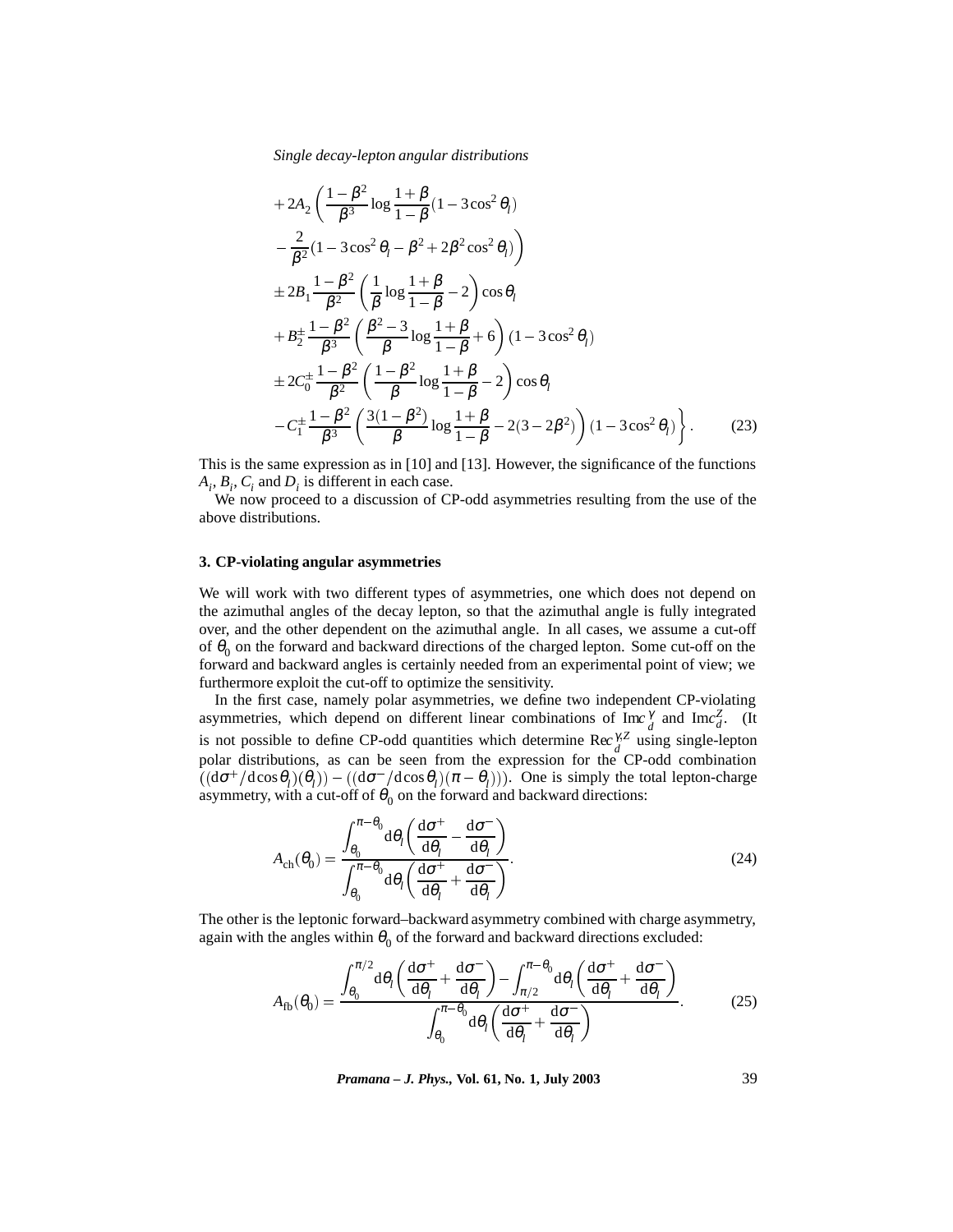$$
\begin{aligned}
&+2A_2\left(\frac{1-\beta^2}{\beta^3}\log\frac{1+\beta}{1-\beta}(1-3\cos^2\theta_l)\right.\\
&\left.-\frac{2}{\beta^2}(1-3\cos^2\theta_l-\beta^2+2\beta^2\cos^2\theta_l)\right)\\
&\pm 2B_1\frac{1-\beta^2}{\beta^2}\left(\frac{1}{\beta}\log\frac{1+\beta}{1-\beta}-2\right)\cos\theta_l\\
&+B_2^{\pm}\frac{1-\beta^2}{\beta^3}\left(\frac{\beta^2-3}{\beta}\log\frac{1+\beta}{1-\beta}+6\right)(1-3\cos^2\theta_l)\\
&\pm 2C_0^{\pm}\frac{1-\beta^2}{\beta^2}\left(\frac{1-\beta^2}{\beta}\log\frac{1+\beta}{1-\beta}-2\right)\cos\theta_l\\
&\left.-C_1^{\pm}\frac{1-\beta^2}{\beta^3}\left(\frac{3(1-\beta^2)}{\beta}\log\frac{1+\beta}{1-\beta}-2(3-2\beta^2)\right)(1-3\cos^2\theta_l)\right\}. \qquad (23)
\end{aligned}
$$

This is the same expression as in [10] and [13]. However, the significance of the functions $A_i$, $B_i$, $C_i$ and $D_i$ is different in each case.

We now proceed to a discussion of CP-odd asymmetries resulting from the use of the above distributions.

## 3. CP-violating angular asymmetries

We will work with two different types of asymmetries, one which does not depend on the azimuthal angles of the decay lepton, so that the azimuthal angle is fully integrated over, and the other dependent on the azimuthal angle. In all cases, we assume a cut-off of $\theta_0$ on the forward and backward directions of the charged lepton. Some cut-off on the forward and backward angles is certainly needed from an experimental point of view; we furthermore exploit the cut-off to optimize the sensitivity.

In the first case, namely polar asymmetries, we define two independent CP-violating asymmetries, which depend on different linear combinations of $\mathrm{Im}c_d^{\gamma}$ and $\mathrm{Im}c_d^{Z}$. (It is not possible to define CP-odd quantities which determine $\mathrm{Re}c_d^{\gamma,Z}$ using single-lepton polar distributions, as can be seen from the expression for the CP-odd combination $((\mathrm{d}\sigma^+/\mathrm{d}\cos\theta_l)(\theta_l)) - ((\mathrm{d}\sigma^-/\mathrm{d}\cos\theta_l)(\pi-\theta_l)))$. One is simply the total lepton-charge asymmetry, with a cut-off of $\theta_0$ on the forward and backward directions:

$$
A_{\mathrm{ch}}(\theta_0) = \frac{\displaystyle\int_{\theta_0}^{\pi-\theta_0}\mathrm{d}\theta_l\left(\frac{\mathrm{d}\sigma^+}{\mathrm{d}\theta_l}-\frac{\mathrm{d}\sigma^-}{\mathrm{d}\theta_l}\right)}{\displaystyle\int_{\theta_0}^{\pi-\theta_0}\mathrm{d}\theta_l\left(\frac{\mathrm{d}\sigma^+}{\mathrm{d}\theta_l}+\frac{\mathrm{d}\sigma^-}{\mathrm{d}\theta_l}\right)}. \qquad (24)
$$

The other is the leptonic forward–backward asymmetry combined with charge asymmetry, again with the angles within $\theta_0$ of the forward and backward directions excluded:

$$
A_{\mathrm{fb}}(\theta_0) = \frac{\displaystyle\int_{\theta_0}^{\pi/2}\mathrm{d}\theta_l\left(\frac{\mathrm{d}\sigma^+}{\mathrm{d}\theta_l}+\frac{\mathrm{d}\sigma^-}{\mathrm{d}\theta_l}\right)-\int_{\pi/2}^{\pi-\theta_0}\mathrm{d}\theta_l\left(\frac{\mathrm{d}\sigma^+}{\mathrm{d}\theta_l}+\frac{\mathrm{d}\sigma^-}{\mathrm{d}\theta_l}\right)}{\displaystyle\int_{\theta_0}^{\pi-\theta_0}\mathrm{d}\theta_l\left(\frac{\mathrm{d}\sigma^+}{\mathrm{d}\theta_l}+\frac{\mathrm{d}\sigma^-}{\mathrm{d}\theta_l}\right)}. \qquad (25)
$$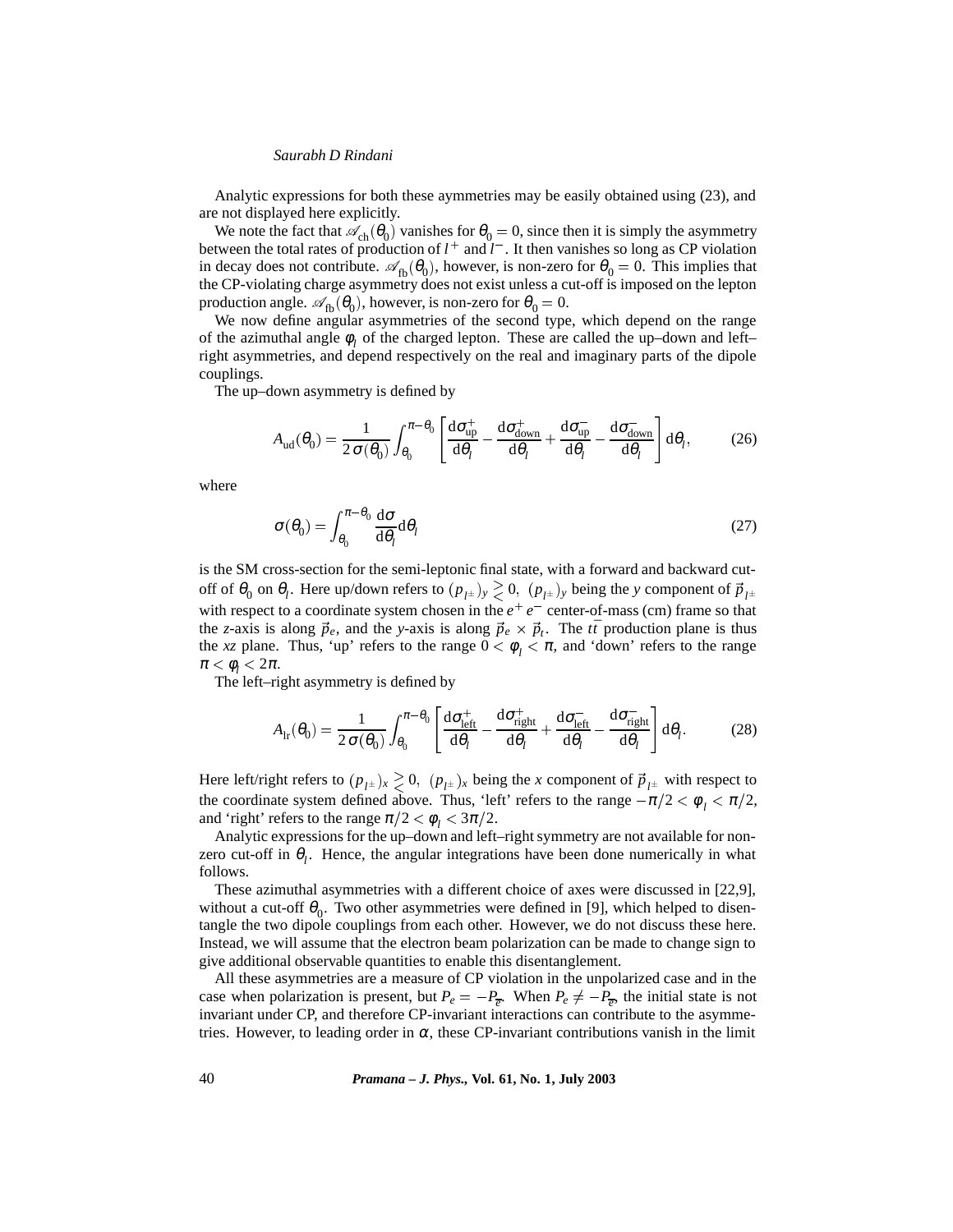Analytic expressions for both these aymmetries may be easily obtained using (23), and are not displayed here explicitly.

We note the fact that $\mathscr{A}_{\rm ch}(\theta_0)$ vanishes for $\theta_0 = 0$, since then it is simply the asymmetry between the total rates of production of $l^+$ and $l^-$. It then vanishes so long as CP violation in decay does not contribute. $\mathscr{A}_{\rm fb}(\theta_0)$, however, is non-zero for $\theta_0 = 0$. This implies that the CP-violating charge asymmetry does not exist unless a cut-off is imposed on the lepton production angle. $\mathscr{A}_{\rm fb}(\theta_0)$, however, is non-zero for $\theta_0 = 0$.

We now define angular asymmetries of the second type, which depend on the range of the azimuthal angle $\phi_l$ of the charged lepton. These are called the up–down and left–right asymmetries, and depend respectively on the real and imaginary parts of the dipole couplings.

The up–down asymmetry is defined by

$$A_{\rm ud}(\theta_0) = \frac{1}{2\,\sigma(\theta_0)} \int_{\theta_0}^{\pi-\theta_0} \left[ \frac{{\rm d}\sigma^+_{\rm up}}{{\rm d}\theta_l} - \frac{{\rm d}\sigma^+_{\rm down}}{{\rm d}\theta_l} + \frac{{\rm d}\sigma^-_{\rm up}}{{\rm d}\theta_l} - \frac{{\rm d}\sigma^-_{\rm down}}{{\rm d}\theta_l} \right] {\rm d}\theta_l, \tag{26}$$

where

$$\sigma(\theta_0) = \int_{\theta_0}^{\pi-\theta_0} \frac{{\rm d}\sigma}{{\rm d}\theta_l} {\rm d}\theta_l \tag{27}$$

is the SM cross-section for the semi-leptonic final state, with a forward and backward cut-off of $\theta_0$ on $\theta_l$. Here up/down refers to $(p_{l^\pm})_y \gtrless 0$, $(p_{l^\pm})_y$ being the $y$ component of $\vec{p}_{l^\pm}$ with respect to a coordinate system chosen in the $e^+e^-$ center-of-mass (cm) frame so that the $z$-axis is along $\vec{p}_e$, and the $y$-axis is along $\vec{p}_e \times \vec{p}_t$. The $t\bar{t}$ production plane is thus the $xz$ plane. Thus, 'up' refers to the range $0 < \phi_l < \pi$, and 'down' refers to the range $\pi < \phi_l < 2\pi$.

The left–right asymmetry is defined by

$$A_{\rm lr}(\theta_0) = \frac{1}{2\,\sigma(\theta_0)} \int_{\theta_0}^{\pi-\theta_0} \left[ \frac{{\rm d}\sigma^+_{\rm left}}{{\rm d}\theta_l} - \frac{{\rm d}\sigma^+_{\rm right}}{{\rm d}\theta_l} + \frac{{\rm d}\sigma^-_{\rm left}}{{\rm d}\theta_l} - \frac{{\rm d}\sigma^-_{\rm right}}{{\rm d}\theta_l} \right] {\rm d}\theta_l. \tag{28}$$

Here left/right refers to $(p_{l^\pm})_x \gtrless 0$, $(p_{l^\pm})_x$ being the $x$ component of $\vec{p}_{l^\pm}$ with respect to the coordinate system defined above. Thus, 'left' refers to the range $-\pi/2 < \phi_l < \pi/2$, and 'right' refers to the range $\pi/2 < \phi_l < 3\pi/2$.

Analytic expressions for the up–down and left–right symmetry are not available for non-zero cut-off in $\theta_l$. Hence, the angular integrations have been done numerically in what follows.

These azimuthal asymmetries with a different choice of axes were discussed in [22,9], without a cut-off $\theta_0$. Two other asymmetries were defined in [9], which helped to disentangle the two dipole couplings from each other. However, we do not discuss these here. Instead, we will assume that the electron beam polarization can be made to change sign to give additional observable quantities to enable this disentanglement.

All these asymmetries are a measure of CP violation in the unpolarized case and in the case when polarization is present, but $P_e = -P_{\bar{e}}$. When $P_e \neq -P_{\bar{e}}$, the initial state is not invariant under CP, and therefore CP-invariant interactions can contribute to the asymmetries. However, to leading order in $\alpha$, these CP-invariant contributions vanish in the limit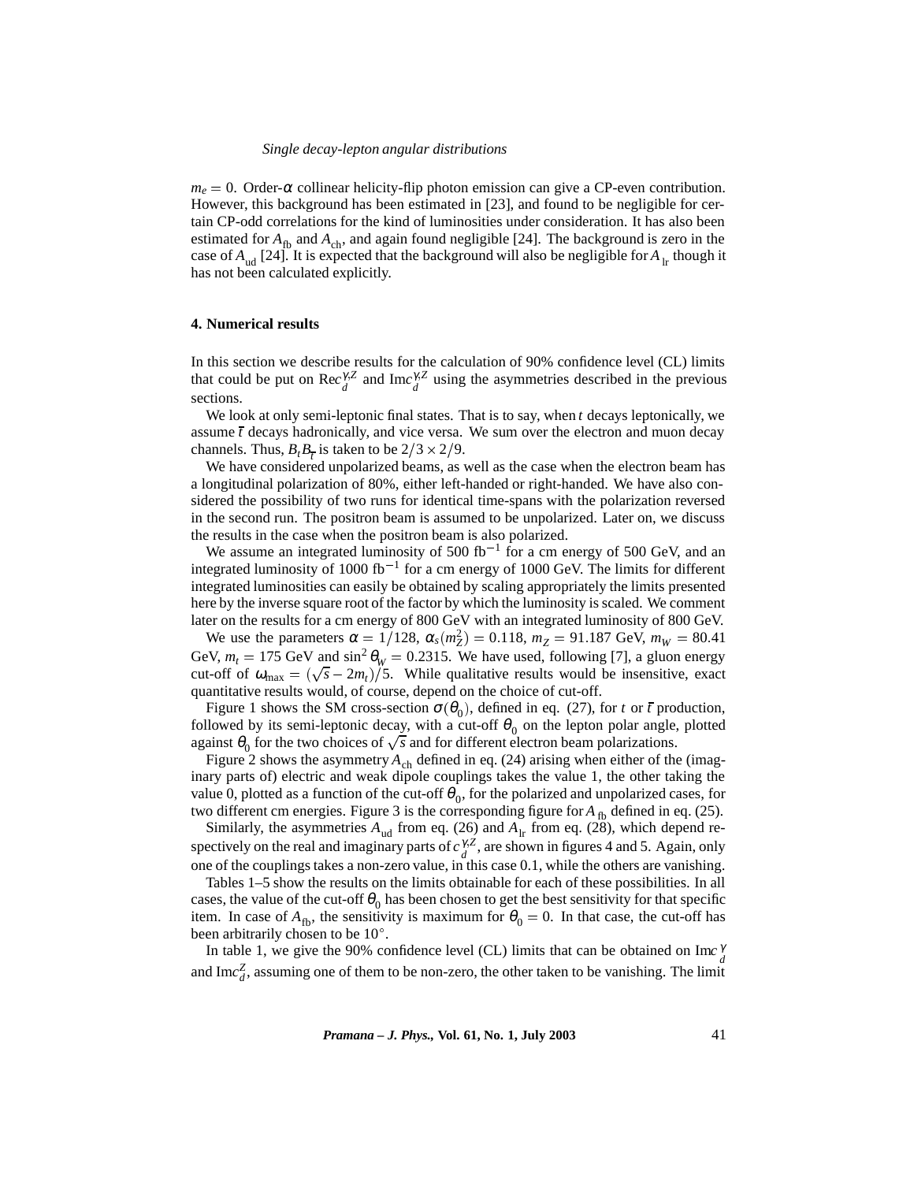$m_e = 0$. Order-$\alpha$ collinear helicity-flip photon emission can give a CP-even contribution. However, this background has been estimated in [23], and found to be negligible for certain CP-odd correlations for the kind of luminosities under consideration. It has also been estimated for $A_{\rm fb}$ and $A_{\rm ch}$, and again found negligible [24]. The background is zero in the case of $A_{\rm ud}$ [24]. It is expected that the background will also be negligible for $A_{\rm lr}$ though it has not been calculated explicitly.

## 4. Numerical results

In this section we describe results for the calculation of 90% confidence level (CL) limits that could be put on ${\rm Re}c_d^{\gamma,Z}$ and ${\rm Im}c_d^{\gamma,Z}$ using the asymmetries described in the previous sections.

We look at only semi-leptonic final states. That is to say, when $t$ decays leptonically, we assume $\bar{t}$ decays hadronically, and vice versa. We sum over the electron and muon decay channels. Thus, $B_t B_{\bar{t}}$ is taken to be $2/3 \times 2/9$.

We have considered unpolarized beams, as well as the case when the electron beam has a longitudinal polarization of 80%, either left-handed or right-handed. We have also considered the possibility of two runs for identical time-spans with the polarization reversed in the second run. The positron beam is assumed to be unpolarized. Later on, we discuss the results in the case when the positron beam is also polarized.

We assume an integrated luminosity of 500 fb$^{-1}$ for a cm energy of 500 GeV, and an integrated luminosity of 1000 fb$^{-1}$ for a cm energy of 1000 GeV. The limits for different integrated luminosities can easily be obtained by scaling appropriately the limits presented here by the inverse square root of the factor by which the luminosity is scaled. We comment later on the results for a cm energy of 800 GeV with an integrated luminosity of 800 GeV.

We use the parameters $\alpha = 1/128$, $\alpha_s(m_Z^2) = 0.118$, $m_Z = 91.187$ GeV, $m_W = 80.41$ GeV, $m_t = 175$ GeV and $\sin^2\theta_W = 0.2315$. We have used, following [7], a gluon energy cut-off of $\omega_{\max} = (\sqrt{s} - 2m_t)/5$. While qualitative results would be insensitive, exact quantitative results would, of course, depend on the choice of cut-off.

Figure 1 shows the SM cross-section $\sigma(\theta_0)$, defined in eq. (27), for $t$ or $\bar{t}$ production, followed by its semi-leptonic decay, with a cut-off $\theta_0$ on the lepton polar angle, plotted against $\theta_0$ for the two choices of $\sqrt{s}$ and for different electron beam polarizations.

Figure 2 shows the asymmetry $A_{\rm ch}$ defined in eq. (24) arising when either of the (imaginary parts of) electric and weak dipole couplings takes the value 1, the other taking the value 0, plotted as a function of the cut-off $\theta_0$, for the polarized and unpolarized cases, for two different cm energies. Figure 3 is the corresponding figure for $A_{\rm fb}$ defined in eq. (25).

Similarly, the asymmetries $A_{\rm ud}$ from eq. (26) and $A_{\rm lr}$ from eq. (28), which depend respectively on the real and imaginary parts of $c_d^{\gamma,Z}$, are shown in figures 4 and 5. Again, only one of the couplings takes a non-zero value, in this case 0.1, while the others are vanishing.

Tables 1–5 show the results on the limits obtainable for each of these possibilities. In all cases, the value of the cut-off $\theta_0$ has been chosen to get the best sensitivity for that specific item. In case of $A_{\rm fb}$, the sensitivity is maximum for $\theta_0 = 0$. In that case, the cut-off has been arbitrarily chosen to be $10^\circ$.

In table 1, we give the 90% confidence level (CL) limits that can be obtained on ${\rm Im}c_d^{\gamma}$ and ${\rm Im}c_d^{Z}$, assuming one of them to be non-zero, the other taken to be vanishing. The limit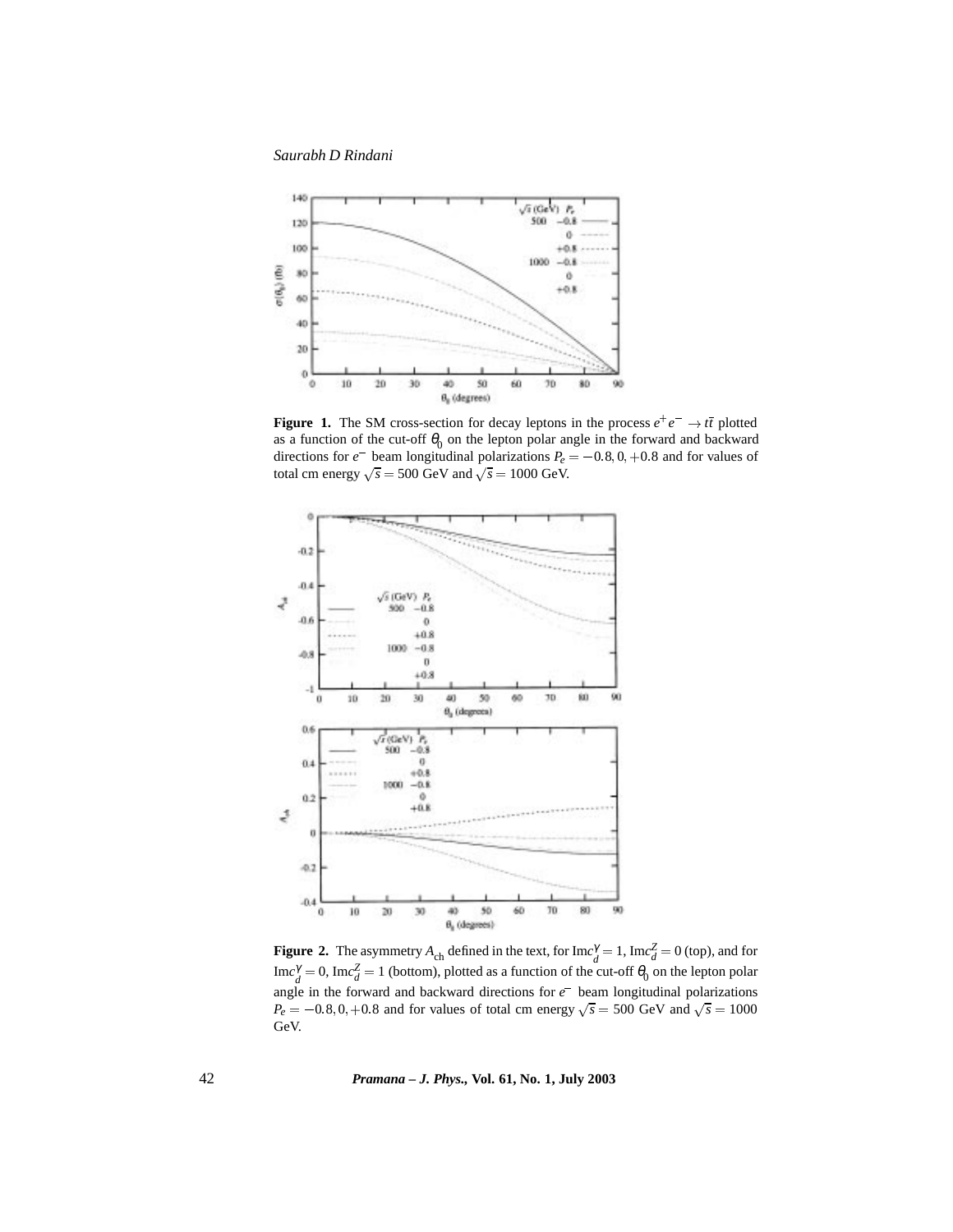**Figure 1.** The SM cross-section for decay leptons in the process $e^+e^- \to t\bar{t}$ plotted as a function of the cut-off $\theta_0$ on the lepton polar angle in the forward and backward directions for $e^-$ beam longitudinal polarizations $P_e = -0.8, 0, +0.8$ and for values of total cm energy $\sqrt{s} = 500$ GeV and $\sqrt{s} = 1000$ GeV.

**Figure 2.** The asymmetry $A_{\rm ch}$ defined in the text, for ${\rm Im}c_d^\gamma = 1$, ${\rm Im}c_d^Z = 0$ (top), and for ${\rm Im}c_d^\gamma = 0$, ${\rm Im}c_d^Z = 1$ (bottom), plotted as a function of the cut-off $\theta_0$ on the lepton polar angle in the forward and backward directions for $e^-$ beam longitudinal polarizations $P_e = -0.8, 0, +0.8$ and for values of total cm energy $\sqrt{s} = 500$ GeV and $\sqrt{s} = 1000$ GeV.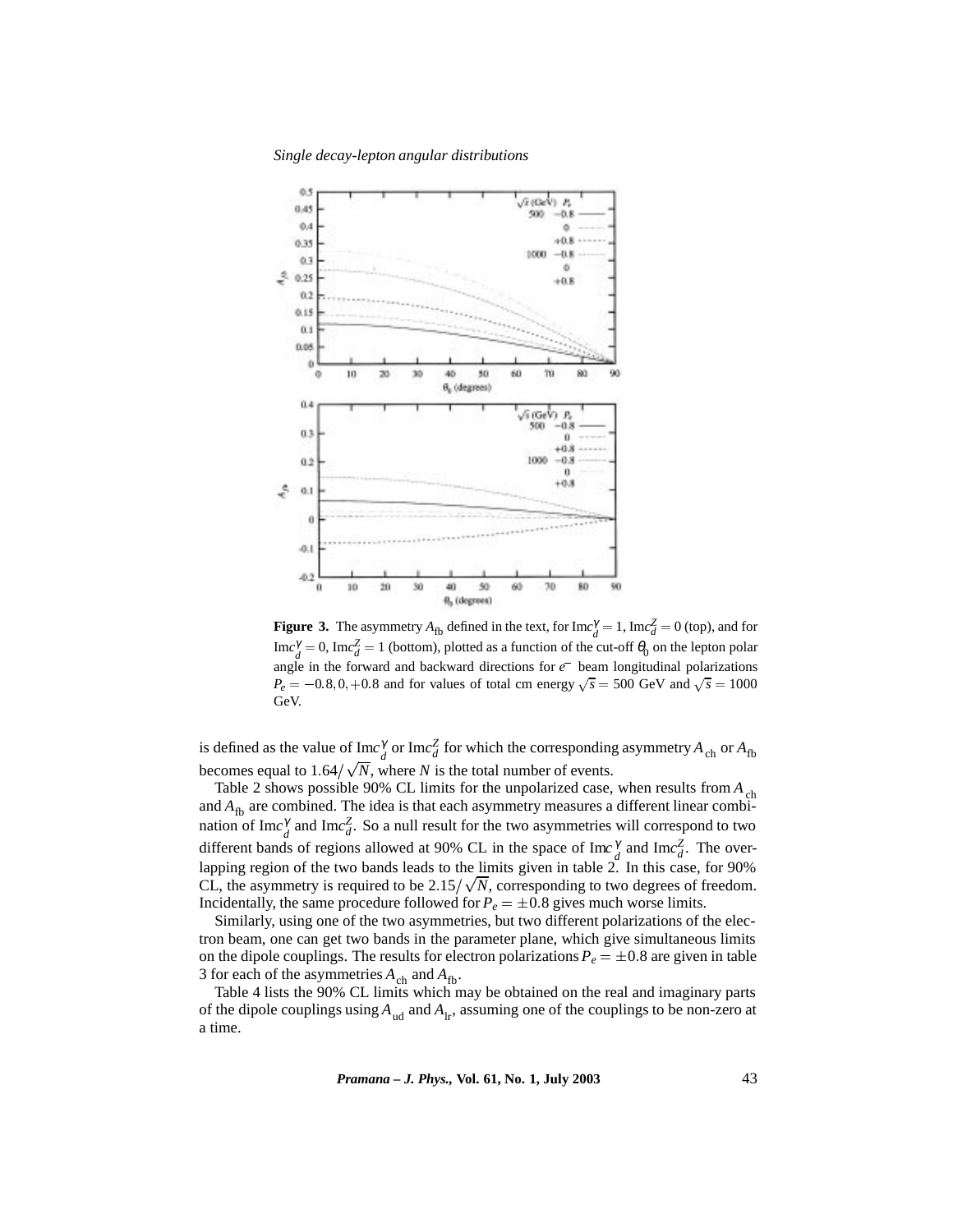**Figure 3.** The asymmetry $A_{\rm fb}$ defined in the text, for $\text{Im}c_d^\gamma = 1$, $\text{Im}c_d^Z = 0$ (top), and for $\text{Im}c_d^\gamma = 0$, $\text{Im}c_d^Z = 1$ (bottom), plotted as a function of the cut-off $\theta_0$ on the lepton polar angle in the forward and backward directions for $e^-$ beam longitudinal polarizations $P_e = -0.8, 0, +0.8$ and for values of total cm energy $\sqrt{s} = 500$ GeV and $\sqrt{s} = 1000$ GeV.

is defined as the value of $\text{Im}c_d^\gamma$ or $\text{Im}c_d^Z$ for which the corresponding asymmetry $A_{\rm ch}$ or $A_{\rm fb}$ becomes equal to $1.64/\sqrt{N}$, where $N$ is the total number of events.

Table 2 shows possible 90% CL limits for the unpolarized case, when results from $A_{\rm ch}$ and $A_{\rm fb}$ are combined. The idea is that each asymmetry measures a different linear combination of $\text{Im}c_d^\gamma$ and $\text{Im}c_d^Z$. So a null result for the two asymmetries will correspond to two different bands of regions allowed at 90% CL in the space of $\text{Im}c_d^\gamma$ and $\text{Im}c_d^Z$. The overlapping region of the two bands leads to the limits given in table 2. In this case, for 90% CL, the asymmetry is required to be $2.15/\sqrt{N}$, corresponding to two degrees of freedom. Incidentally, the same procedure followed for $P_e = \pm 0.8$ gives much worse limits.

Similarly, using one of the two asymmetries, but two different polarizations of the electron beam, one can get two bands in the parameter plane, which give simultaneous limits on the dipole couplings. The results for electron polarizations $P_e = \pm 0.8$ are given in table 3 for each of the asymmetries $A_{\rm ch}$ and $A_{\rm fb}$.

Table 4 lists the 90% CL limits which may be obtained on the real and imaginary parts of the dipole couplings using $A_{\rm ud}$ and $A_{\rm lr}$, assuming one of the couplings to be non-zero at a time.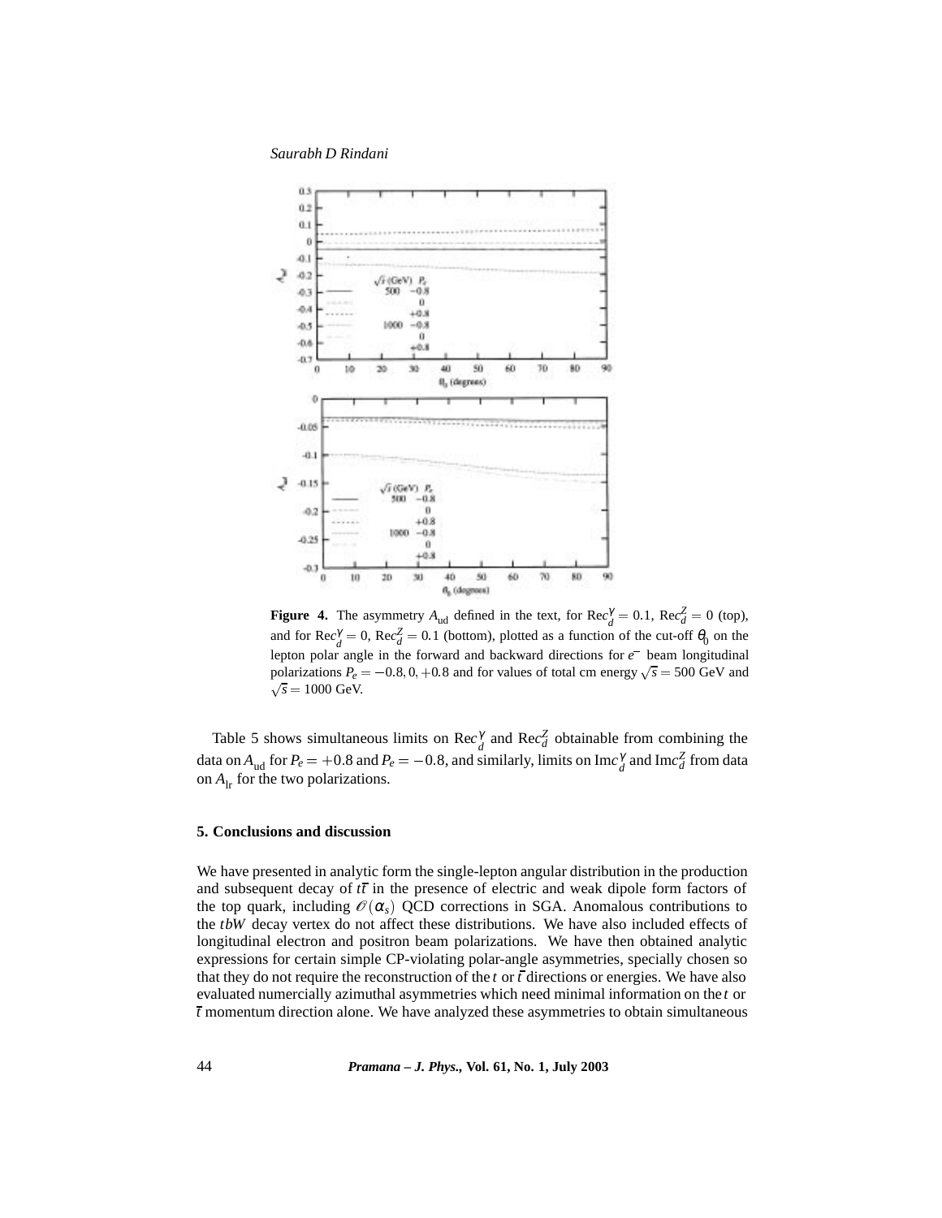**Figure 4.** The asymmetry $A_{\mathrm{ud}}$ defined in the text, for $\mathrm{Re}c_d^\gamma = 0.1$, $\mathrm{Re}c_d^Z = 0$ (top), and for $\mathrm{Re}c_d^\gamma = 0$, $\mathrm{Re}c_d^Z = 0.1$ (bottom), plotted as a function of the cut-off $\theta_0$ on the lepton polar angle in the forward and backward directions for $e^-$ beam longitudinal polarizations $P_e = -0.8, 0, +0.8$ and for values of total cm energy $\sqrt{s} = 500$ GeV and $\sqrt{s} = 1000$ GeV.

Table 5 shows simultaneous limits on $\mathrm{Re}c_d^\gamma$ and $\mathrm{Re}c_d^Z$ obtainable from combining the data on $A_{\mathrm{ud}}$ for $P_e = +0.8$ and $P_e = -0.8$, and similarly, limits on $\mathrm{Im}c_d^\gamma$ and $\mathrm{Im}c_d^Z$ from data on $A_{\mathrm{lr}}$ for the two polarizations.

## 5. Conclusions and discussion

We have presented in analytic form the single-lepton angular distribution in the production and subsequent decay of $t\bar{t}$ in the presence of electric and weak dipole form factors of the top quark, including $\mathcal{O}(\alpha_s)$ QCD corrections in SGA. Anomalous contributions to the $tbW$ decay vertex do not affect these distributions. We have also included effects of longitudinal electron and positron beam polarizations. We have then obtained analytic expressions for certain simple CP-violating polar-angle asymmetries, specially chosen so that they do not require the reconstruction of the $t$ or $\bar{t}$ directions or energies. We have also evaluated numercially azimuthal asymmetries which need minimal information on the $t$ or $\bar{t}$ momentum direction alone. We have analyzed these asymmetries to obtain simultaneous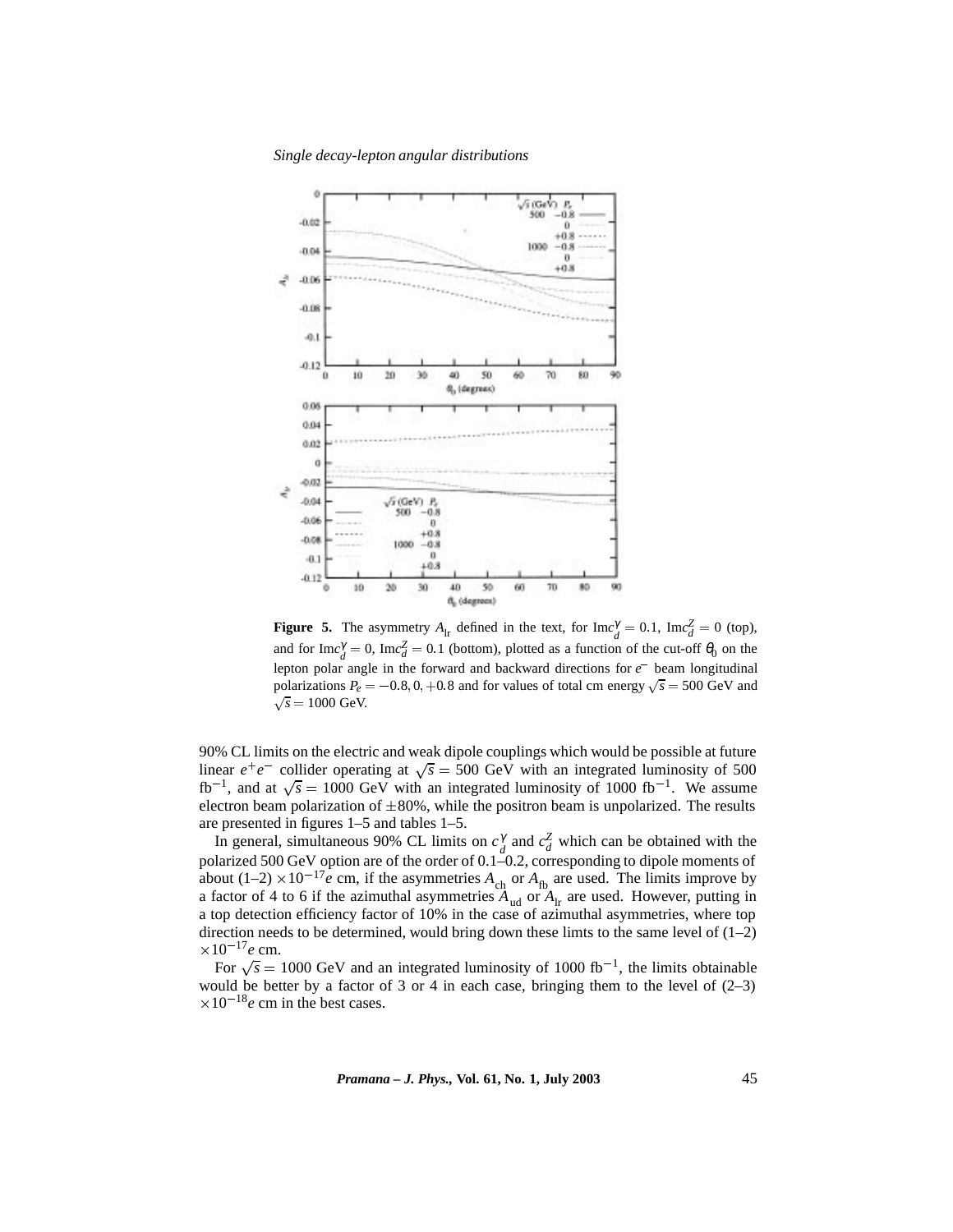**Figure 5.** The asymmetry $A_{\rm lr}$ defined in the text, for ${\rm Im}c_d^\gamma = 0.1$, ${\rm Im}c_d^Z = 0$ (top), and for ${\rm Im}c_d^\gamma = 0$, ${\rm Im}c_d^Z = 0.1$ (bottom), plotted as a function of the cut-off $\theta_0$ on the lepton polar angle in the forward and backward directions for $e^-$ beam longitudinal polarizations $P_e = -0.8, 0, +0.8$ and for values of total cm energy $\sqrt{s} = 500$ GeV and $\sqrt{s} = 1000$ GeV.

90% CL limits on the electric and weak dipole couplings which would be possible at future linear $e^+e^-$ collider operating at $\sqrt{s} = 500$ GeV with an integrated luminosity of 500 fb$^{-1}$, and at $\sqrt{s} = 1000$ GeV with an integrated luminosity of 1000 fb$^{-1}$. We assume electron beam polarization of $\pm 80\%$, while the positron beam is unpolarized. The results are presented in figures 1–5 and tables 1–5.

In general, simultaneous 90% CL limits on $c_d^\gamma$ and $c_d^Z$ which can be obtained with the polarized 500 GeV option are of the order of 0.1–0.2, corresponding to dipole moments of about (1–2) $\times 10^{-17}e$ cm, if the asymmetries $A_{\rm ch}$ or $A_{\rm fb}$ are used. The limits improve by a factor of 4 to 6 if the azimuthal asymmetries $A_{\rm ud}$ or $A_{\rm lr}$ are used. However, putting in a top detection efficiency factor of 10% in the case of azimuthal asymmetries, where top direction needs to be determined, would bring down these limts to the same level of (1–2) $\times 10^{-17}e$ cm.

For $\sqrt{s} = 1000$ GeV and an integrated luminosity of 1000 fb$^{-1}$, the limits obtainable would be better by a factor of 3 or 4 in each case, bringing them to the level of (2–3) $\times 10^{-18}e$ cm in the best cases.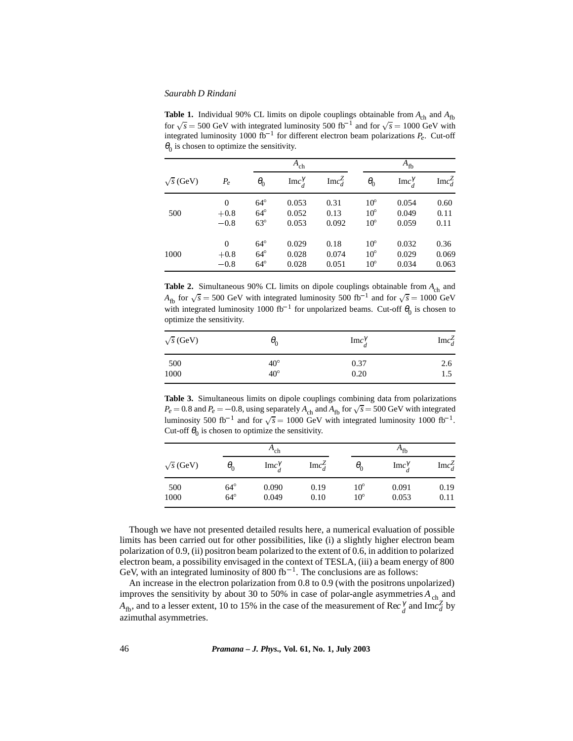**Table 1.** Individual 90% CL limits on dipole couplings obtainable from $A_{\rm ch}$ and $A_{\rm fb}$ for $\sqrt{s} = 500$ GeV with integrated luminosity 500 fb$^{-1}$ and for $\sqrt{s} = 1000$ GeV with integrated luminosity 1000 fb$^{-1}$ for different electron beam polarizations $P_e$. Cut-off $\theta_0$ is chosen to optimize the sensitivity.

| | | $A_{\rm ch}$ | | | $A_{\rm fb}$ | | |
|---|---|---|---|---|---|---|---|
| $\sqrt{s}$ (GeV) | $P_e$ | $\theta_0$ | ${\rm Im}c_d^\gamma$ | ${\rm Im}c_d^Z$ | $\theta_0$ | ${\rm Im}c_d^\gamma$ | ${\rm Im}c_d^Z$ |
| 500 | 0 | $64^\circ$ | 0.053 | 0.31 | $10^\circ$ | 0.054 | 0.60 |
| | $+0.8$ | $64^\circ$ | 0.052 | 0.13 | $10^\circ$ | 0.049 | 0.11 |
| | $-0.8$ | $63^\circ$ | 0.053 | 0.092 | $10^\circ$ | 0.059 | 0.11 |
| 1000 | 0 | $64^\circ$ | 0.029 | 0.18 | $10^\circ$ | 0.032 | 0.36 |
| | $+0.8$ | $64^\circ$ | 0.028 | 0.074 | $10^\circ$ | 0.029 | 0.069 |
| | $-0.8$ | $64^\circ$ | 0.028 | 0.051 | $10^\circ$ | 0.034 | 0.063 |

**Table 2.** Simultaneous 90% CL limits on dipole couplings obtainable from $A_{\rm ch}$ and $A_{\rm fb}$ for $\sqrt{s} = 500$ GeV with integrated luminosity 500 fb$^{-1}$ and for $\sqrt{s} = 1000$ GeV with integrated luminosity 1000 fb$^{-1}$ for unpolarized beams. Cut-off $\theta_0$ is chosen to optimize the sensitivity.

| $\sqrt{s}$ (GeV) | $\theta_0$ | ${\rm Im}c_d^\gamma$ | ${\rm Im}c_d^Z$ |
|---|---|---|---|
| 500 | $40^\circ$ | 0.37 | 2.6 |
| 1000 | $40^\circ$ | 0.20 | 1.5 |

**Table 3.** Simultaneous limits on dipole couplings combining data from polarizations $P_e = 0.8$ and $P_e = -0.8$, using separately $A_{\rm ch}$ and $A_{\rm fb}$ for $\sqrt{s} = 500$ GeV with integrated luminosity 500 fb$^{-1}$ and for $\sqrt{s} = 1000$ GeV with integrated luminosity 1000 fb$^{-1}$. Cut-off $\theta_0$ is chosen to optimize the sensitivity.

| | $A_{\rm ch}$ | | | $A_{\rm fb}$ | | |
|---|---|---|---|---|---|---|
| $\sqrt{s}$ (GeV) | $\theta_0$ | ${\rm Im}c_d^\gamma$ | ${\rm Im}c_d^Z$ | $\theta_0$ | ${\rm Im}c_d^\gamma$ | ${\rm Im}c_d^Z$ |
| 500 | $64^\circ$ | 0.090 | 0.19 | $10^\circ$ | 0.091 | 0.19 |
| 1000 | $64^\circ$ | 0.049 | 0.10 | $10^\circ$ | 0.053 | 0.11 |

Though we have not presented detailed results here, a numerical evaluation of possible limits has been carried out for other possibilities, like (i) a slightly higher electron beam polarization of 0.9, (ii) positron beam polarized to the extent of 0.6, in addition to polarized electron beam, a possibility envisaged in the context of TESLA, (iii) a beam energy of 800 GeV, with an integrated luminosity of 800 fb$^{-1}$. The conclusions are as follows:

An increase in the electron polarization from 0.8 to 0.9 (with the positrons unpolarized) improves the sensitivity by about 30 to 50% in case of polar-angle asymmetries $A_{\rm ch}$ and $A_{\rm fb}$, and to a lesser extent, 10 to 15% in the case of the measurement of ${\rm Re}c_d^\gamma$ and ${\rm Im}c_d^Z$ by azimuthal asymmetries.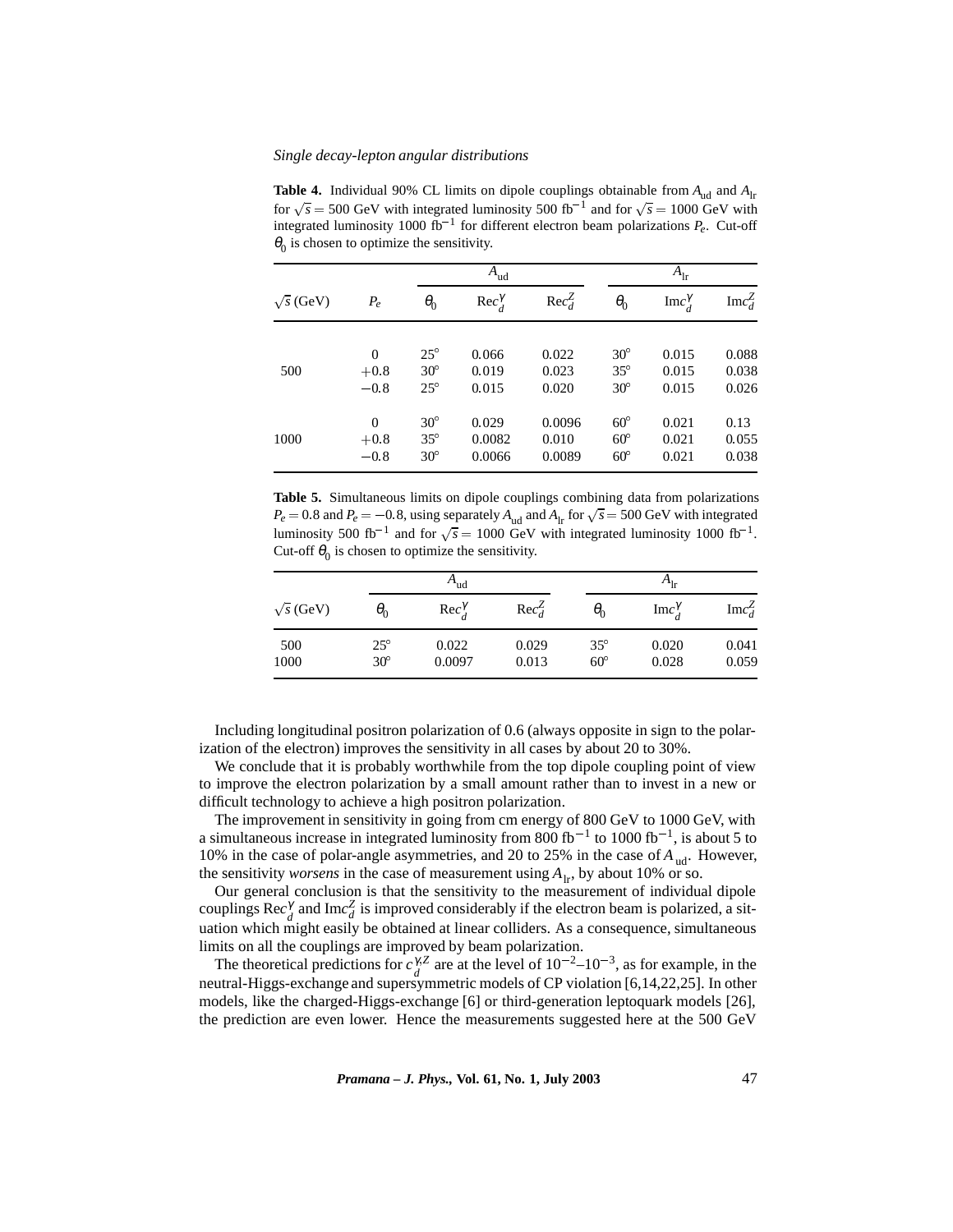**Table 4.** Individual 90% CL limits on dipole couplings obtainable from $A_{\rm ud}$ and $A_{\rm lr}$ for $\sqrt{s} = 500$ GeV with integrated luminosity 500 fb$^{-1}$ and for $\sqrt{s} = 1000$ GeV with integrated luminosity 1000 fb$^{-1}$ for different electron beam polarizations $P_e$. Cut-off $\theta_0$ is chosen to optimize the sensitivity.

| | | $A_{\rm ud}$ | | | $A_{\rm lr}$ | | |
|---|---|---|---|---|---|---|---|
| $\sqrt{s}$ (GeV) | $P_e$ | $\theta_0$ | ${\rm Re}c_d^\gamma$ | ${\rm Re}c_d^Z$ | $\theta_0$ | ${\rm Im}c_d^\gamma$ | ${\rm Im}c_d^Z$ |
| | 0 | $25^\circ$ | 0.066 | 0.022 | $30^\circ$ | 0.015 | 0.088 |
| 500 | $+0.8$ | $30^\circ$ | 0.019 | 0.023 | $35^\circ$ | 0.015 | 0.038 |
| | $-0.8$ | $25^\circ$ | 0.015 | 0.020 | $30^\circ$ | 0.015 | 0.026 |
| | 0 | $30^\circ$ | 0.029 | 0.0096 | $60^\circ$ | 0.021 | 0.13 |
| 1000 | $+0.8$ | $35^\circ$ | 0.0082 | 0.010 | $60^\circ$ | 0.021 | 0.055 |
| | $-0.8$ | $30^\circ$ | 0.0066 | 0.0089 | $60^\circ$ | 0.021 | 0.038 |

**Table 5.** Simultaneous limits on dipole couplings combining data from polarizations $P_e = 0.8$ and $P_e = -0.8$, using separately $A_{\rm ud}$ and $A_{\rm lr}$ for $\sqrt{s} = 500$ GeV with integrated luminosity 500 fb$^{-1}$ and for $\sqrt{s} = 1000$ GeV with integrated luminosity 1000 fb$^{-1}$. Cut-off $\theta_0$ is chosen to optimize the sensitivity.

| | $A_{\rm ud}$ | | | $A_{\rm lr}$ | | |
|---|---|---|---|---|---|---|
| $\sqrt{s}$ (GeV) | $\theta_0$ | ${\rm Re}c_d^\gamma$ | ${\rm Re}c_d^Z$ | $\theta_0$ | ${\rm Im}c_d^\gamma$ | ${\rm Im}c_d^Z$ |
| 500 | $25^\circ$ | 0.022 | 0.029 | $35^\circ$ | 0.020 | 0.041 |
| 1000 | $30^\circ$ | 0.0097 | 0.013 | $60^\circ$ | 0.028 | 0.059 |

Including longitudinal positron polarization of 0.6 (always opposite in sign to the polarization of the electron) improves the sensitivity in all cases by about 20 to 30%.

We conclude that it is probably worthwhile from the top dipole coupling point of view to improve the electron polarization by a small amount rather than to invest in a new or difficult technology to achieve a high positron polarization.

The improvement in sensitivity in going from cm energy of 800 GeV to 1000 GeV, with a simultaneous increase in integrated luminosity from 800 fb$^{-1}$ to 1000 fb$^{-1}$, is about 5 to 10% in the case of polar-angle asymmetries, and 20 to 25% in the case of $A_{\rm ud}$. However, the sensitivity *worsens* in the case of measurement using $A_{\rm lr}$, by about 10% or so.

Our general conclusion is that the sensitivity to the measurement of individual dipole couplings ${\rm Re}c_d^\gamma$ and ${\rm Im}c_d^Z$ is improved considerably if the electron beam is polarized, a situation which might easily be obtained at linear colliders. As a consequence, simultaneous limits on all the couplings are improved by beam polarization.

The theoretical predictions for $c_d^{\gamma,Z}$ are at the level of $10^{-2}$–$10^{-3}$, as for example, in the neutral-Higgs-exchange and supersymmetric models of CP violation [6,14,22,25]. In other models, like the charged-Higgs-exchange [6] or third-generation leptoquark models [26], the prediction are even lower. Hence the measurements suggested here at the 500 GeV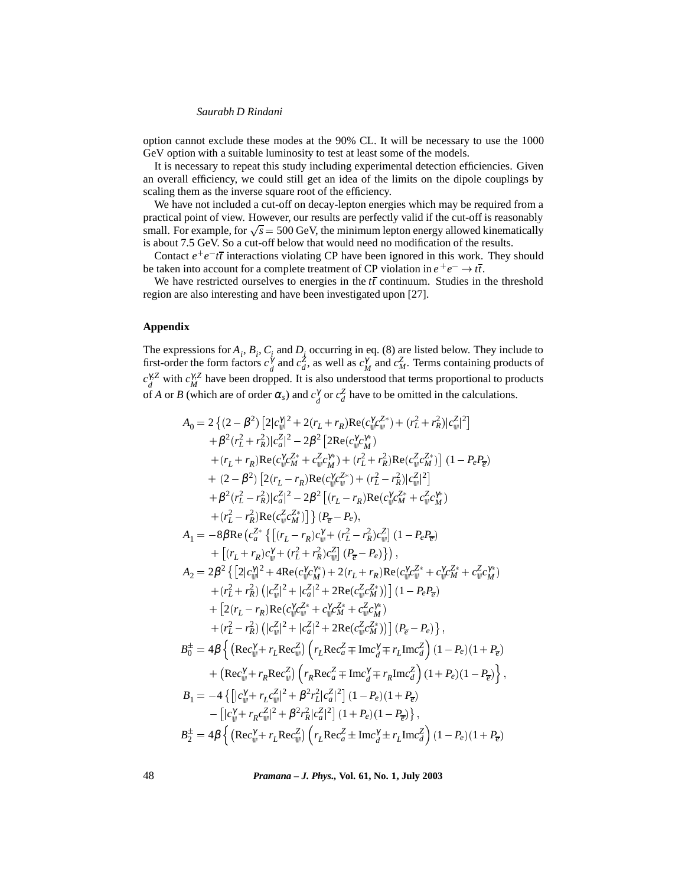option cannot exclude these modes at the 90% CL. It will be necessary to use the 1000 GeV option with a suitable luminosity to test at least some of the models.

It is necessary to repeat this study including experimental detection efficiencies. Given an overall efficiency, we could still get an idea of the limits on the dipole couplings by scaling them as the inverse square root of the efficiency.

We have not included a cut-off on decay-lepton energies which may be required from a practical point of view. However, our results are perfectly valid if the cut-off is reasonably small. For example, for $\sqrt{s} = 500$ GeV, the minimum lepton energy allowed kinematically is about 7.5 GeV. So a cut-off below that would need no modification of the results.

Contact $e^+e^- t\bar{t}$ interactions violating CP have been ignored in this work. They should be taken into account for a complete treatment of CP violation in $e^+e^- \to t\bar{t}$.

We have restricted ourselves to energies in the $t\bar{t}$ continuum. Studies in the threshold region are also interesting and have been investigated upon [27].

## Appendix

The expressions for $A_i$, $B_i$, $C_i$ and $D_i$ occurring in eq. (8) are listed below. They include to first-order the form factors $c_d^\gamma$ and $c_d^Z$, as well as $c_M^\gamma$ and $c_M^Z$. Terms containing products of $c_d^{\gamma,Z}$ with $c_M^{\gamma,Z}$ have been dropped. It is also understood that terms proportional to products of $A$ or $B$ (which are of order $\alpha_s$) and $c_d^\gamma$ or $c_d^Z$ have to be omitted in the calculations.

$$
\begin{aligned}
A_0 = {} & 2\left\{(2-\beta^2)\left[2|c_v^\gamma|^2 + 2(r_L+r_R)\mathrm{Re}(c_v^\gamma c_v^{Z*}) + (r_L^2+r_R^2)|c_v^Z|^2\right]\right.\\
& +\beta^2(r_L^2+r_R^2)|c_a^Z|^2 - 2\beta^2\left[2\mathrm{Re}(c_v^\gamma c_M^{\gamma*})\right.\\
& \left.+(r_L+r_R)\mathrm{Re}(c_v^\gamma c_M^{Z*} + c_v^Z c_M^{\gamma*}) + (r_L^2+r_R^2)\mathrm{Re}(c_v^Z c_M^{Z*})\right](1-P_eP_{\overline{e}})\\
& +(2-\beta^2)\left[2(r_L-r_R)\mathrm{Re}(c_v^\gamma c_v^{Z*}) + (r_L^2-r_R^2)|c_v^Z|^2\right]\\
& +\beta^2(r_L^2-r_R^2)|c_a^Z|^2 - 2\beta^2\left[(r_L-r_R)\mathrm{Re}(c_v^\gamma c_M^{Z*} + c_v^Z c_M^{\gamma*})\right.\\
& \left.\left.+(r_L^2-r_R^2)\mathrm{Re}(c_v^Z c_M^{Z*})\right]\right\}(P_{\overline{e}}-P_e),\\
A_1 = {} & -8\beta\mathrm{Re}\left(c_a^{Z*}\left\{\left[(r_L-r_R)c_v^\gamma + (r_L^2-r_R^2)c_v^Z\right](1-P_eP_{\overline{e}})\right.\right.\\
& \left.\left.+\left[(r_L+r_R)c_v^\gamma + (r_L^2+r_R^2)c_v^Z\right](P_{\overline{e}}-P_e)\right\}\right),\\
A_2 = {} & 2\beta^2\left\{\left[2|c_v^\gamma|^2 + 4\mathrm{Re}(c_v^\gamma c_M^{\gamma*}) + 2(r_L+r_R)\mathrm{Re}(c_v^\gamma c_v^{Z*} + c_v^\gamma c_M^{Z*} + c_v^Z c_M^{\gamma*})\right.\right.\\
& \left.+(r_L^2+r_R^2)\left(|c_v^Z|^2 + |c_a^Z|^2 + 2\mathrm{Re}(c_v^Z c_M^{Z*})\right)\right](1-P_eP_{\overline{e}})\\
& +\left[2(r_L-r_R)\mathrm{Re}(c_v^\gamma c_v^{Z*} + c_v^\gamma c_M^{Z*} + c_v^Z c_M^{\gamma*})\right.\\
& \left.\left.+(r_L^2-r_R^2)\left(|c_v^Z|^2 + |c_a^Z|^2 + 2\mathrm{Re}(c_v^Z c_M^{Z*})\right)\right](P_{\overline{e}}-P_e)\right\},\\
B_0^\pm = {} & 4\beta\left\{\left(\mathrm{Re}c_v^\gamma + r_L\mathrm{Re}c_v^Z\right)\left(r_L\mathrm{Re}c_a^Z \mp \mathrm{Im}c_d^\gamma \mp r_L\mathrm{Im}c_d^Z\right)(1-P_e)(1+P_{\overline{e}})\right.\\
& \left.+\left(\mathrm{Re}c_v^\gamma + r_R\mathrm{Re}c_v^Z\right)\left(r_R\mathrm{Re}c_a^Z \mp \mathrm{Im}c_d^\gamma \mp r_R\mathrm{Im}c_d^Z\right)(1+P_e)(1-P_{\overline{e}})\right\},\\
B_1 = {} & -4\left\{\left[|c_v^\gamma + r_L c_v^Z|^2 + \beta^2 r_L^2|c_a^Z|^2\right](1-P_e)(1+P_{\overline{e}})\right.\\
& \left.-\left[|c_v^\gamma + r_R c_v^Z|^2 + \beta^2 r_R^2|c_a^Z|^2\right](1+P_e)(1-P_{\overline{e}})\right\},\\
B_2^\pm = {} & 4\beta\left\{\left(\mathrm{Re}c_v^\gamma + r_L\mathrm{Re}c_v^Z\right)\left(r_L\mathrm{Re}c_a^Z \pm \mathrm{Im}c_d^\gamma \pm r_L\mathrm{Im}c_d^Z\right)(1-P_e)(1+P_{\overline{e}})\right.
\end{aligned}
$$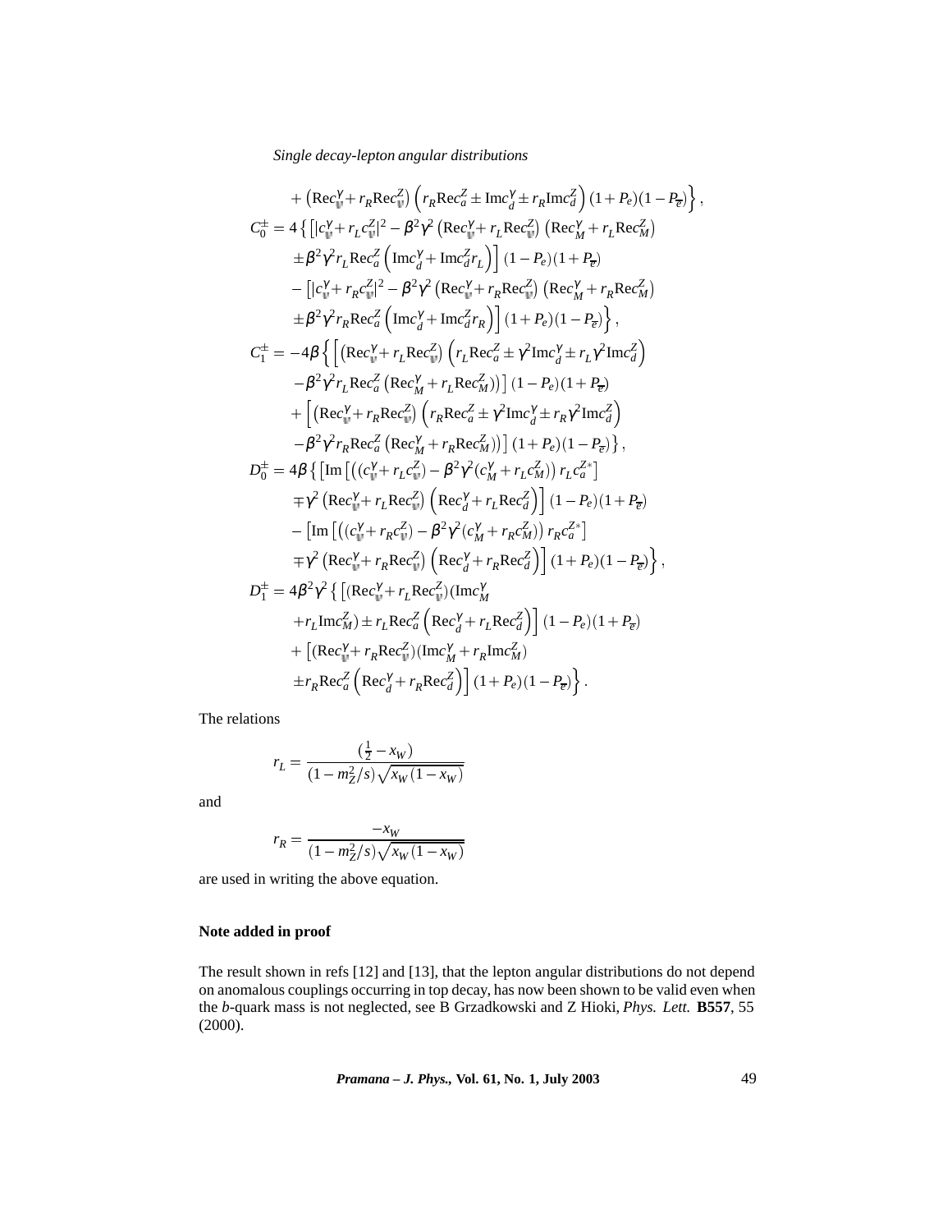$$
+ \left(\mathrm{Re}c_v^\gamma + r_R \mathrm{Re}c_v^Z\right)\left(r_R \mathrm{Re}c_a^Z \pm \mathrm{Im}c_d^\gamma \pm r_R \mathrm{Im}c_d^Z\right)(1+P_e)(1-P_{\overline{e}})\Big\},
$$

$$
\begin{aligned}
C_0^\pm = 4\Big\{&\Big[|c_v^\gamma + r_L c_v^Z|^2 - \beta^2\gamma^2\left(\mathrm{Re}c_v^\gamma + r_L \mathrm{Re}c_v^Z\right)\left(\mathrm{Re}c_M^\gamma + r_L \mathrm{Re}c_M^Z\right)\\
&\pm \beta^2\gamma^2 r_L \mathrm{Re}c_a^Z\left(\mathrm{Im}c_d^\gamma + \mathrm{Im}c_d^Z r_L\right)\Big](1-P_e)(1+P_{\overline{e}})\\
&-\Big[|c_v^\gamma + r_R c_v^Z|^2 - \beta^2\gamma^2\left(\mathrm{Re}c_v^\gamma + r_R \mathrm{Re}c_v^Z\right)\left(\mathrm{Re}c_M^\gamma + r_R \mathrm{Re}c_M^Z\right)\\
&\pm \beta^2\gamma^2 r_R \mathrm{Re}c_a^Z\left(\mathrm{Im}c_d^\gamma + \mathrm{Im}c_d^Z r_R\right)\Big](1+P_e)(1-P_{\overline{e}})\Big\},
\end{aligned}
$$

$$
\begin{aligned}
C_1^\pm = -4\beta\Big\{&\Big[\left(\mathrm{Re}c_v^\gamma + r_L \mathrm{Re}c_v^Z\right)\left(r_L \mathrm{Re}c_a^Z \pm \gamma^2 \mathrm{Im}c_d^\gamma \pm r_L \gamma^2 \mathrm{Im}c_d^Z\right)\\
&-\beta^2\gamma^2 r_L \mathrm{Re}c_a^Z\left(\mathrm{Re}c_M^\gamma + r_L \mathrm{Re}c_M^Z\right)\Big](1-P_e)(1+P_{\overline{e}})\\
&+\Big[\left(\mathrm{Re}c_v^\gamma + r_R \mathrm{Re}c_v^Z\right)\left(r_R \mathrm{Re}c_a^Z \pm \gamma^2 \mathrm{Im}c_d^\gamma \pm r_R \gamma^2 \mathrm{Im}c_d^Z\right)\\
&-\beta^2\gamma^2 r_R \mathrm{Re}c_a^Z\left(\mathrm{Re}c_M^\gamma + r_R \mathrm{Re}c_M^Z\right)\Big](1+P_e)(1-P_{\overline{e}})\Big\},
\end{aligned}
$$

$$
\begin{aligned}
D_0^\pm = 4\beta\Big\{&\Big[\mathrm{Im}\left[\left((c_v^\gamma + r_L c_v^Z) - \beta^2\gamma^2(c_M^\gamma + r_L c_M^Z)\right) r_L c_a^{Z*}\right]\\
&\mp \gamma^2\left(\mathrm{Re}c_v^\gamma + r_L \mathrm{Re}c_v^Z\right)\left(\mathrm{Re}c_d^\gamma + r_L \mathrm{Re}c_d^Z\right)\Big](1-P_e)(1+P_{\overline{e}})\\
&-\Big[\mathrm{Im}\left[\left((c_v^\gamma + r_R c_v^Z) - \beta^2\gamma^2(c_M^\gamma + r_R c_M^Z)\right) r_R c_a^{Z*}\right]\\
&\mp \gamma^2\left(\mathrm{Re}c_v^\gamma + r_R \mathrm{Re}c_v^Z\right)\left(\mathrm{Re}c_d^\gamma + r_R \mathrm{Re}c_d^Z\right)\Big](1+P_e)(1-P_{\overline{e}})\Big\},
\end{aligned}
$$

$$
\begin{aligned}
D_1^\pm = 4\beta^2\gamma^2\Big\{&\Big[(\mathrm{Re}c_v^\gamma + r_L \mathrm{Re}c_v^Z)(\mathrm{Im}c_M^\gamma\\
&+ r_L \mathrm{Im}c_M^Z) \pm r_L \mathrm{Re}c_a^Z\left(\mathrm{Re}c_d^\gamma + r_L \mathrm{Re}c_d^Z\right)\Big](1-P_e)(1+P_{\overline{e}})\\
&+\Big[(\mathrm{Re}c_v^\gamma + r_R \mathrm{Re}c_v^Z)(\mathrm{Im}c_M^\gamma + r_R \mathrm{Im}c_M^Z)\\
&\pm r_R \mathrm{Re}c_a^Z\left(\mathrm{Re}c_d^\gamma + r_R \mathrm{Re}c_d^Z\right)\Big](1+P_e)(1-P_{\overline{e}})\Big\}.
\end{aligned}
$$

The relations

$$
r_L = \frac{(\frac{1}{2} - x_W)}{(1 - m_Z^2/s)\sqrt{x_W(1-x_W)}}
$$

and

$$
r_R = \frac{-x_W}{(1 - m_Z^2/s)\sqrt{x_W(1-x_W)}}
$$

are used in writing the above equation.

## Note added in proof

The result shown in refs [12] and [13], that the lepton angular distributions do not depend on anomalous couplings occurring in top decay, has now been shown to be valid even when the *b*-quark mass is not neglected, see B Grzadkowski and Z Hioki, *Phys. Lett.* **B557**, 55 (2000).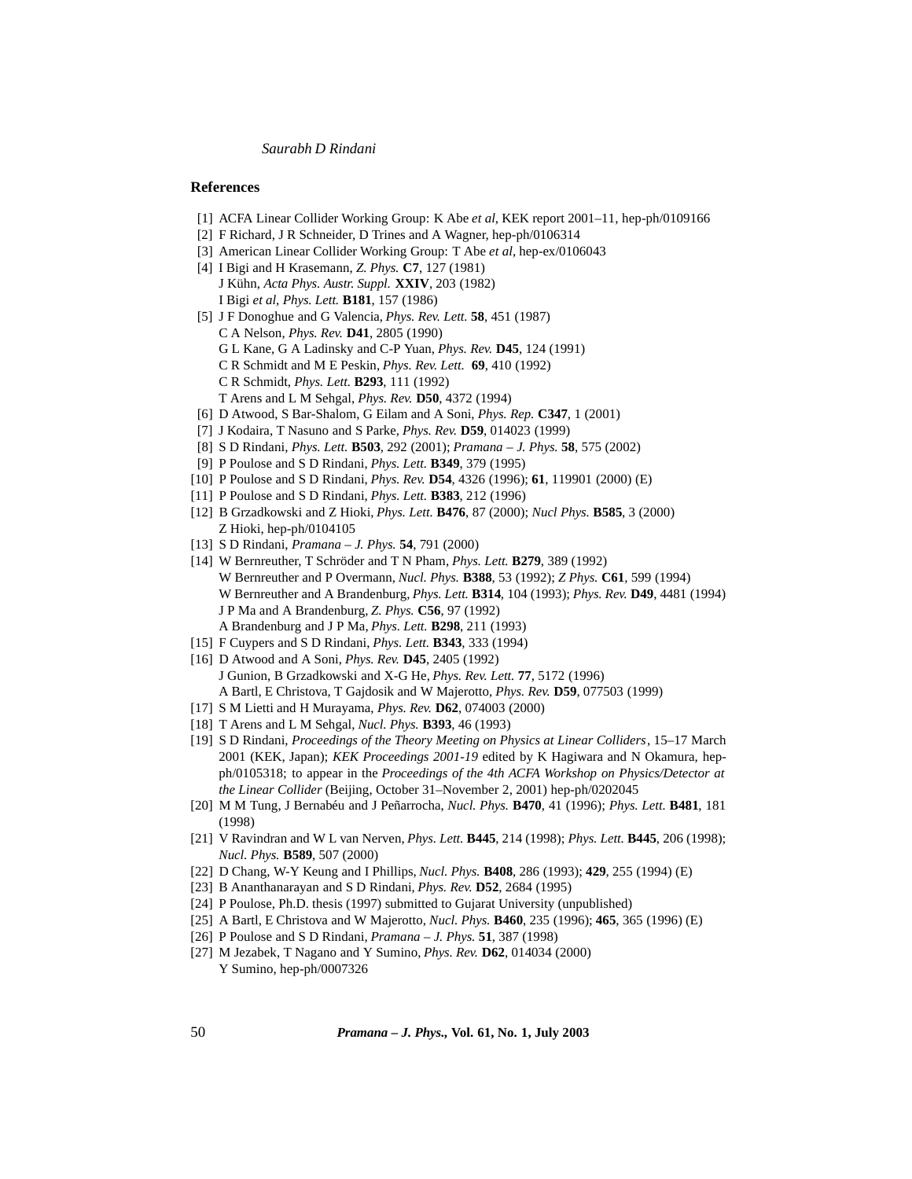## References

[1] ACFA Linear Collider Working Group: K Abe *et al*, KEK report 2001–11, hep-ph/0109166

[2] F Richard, J R Schneider, D Trines and A Wagner, hep-ph/0106314

[3] American Linear Collider Working Group: T Abe *et al*, hep-ex/0106043

[4] I Bigi and H Krasemann, *Z. Phys.* **C7**, 127 (1981)
J Kühn, *Acta Phys. Austr. Suppl.* **XXIV**, 203 (1982)
I Bigi *et al*, *Phys. Lett.* **B181**, 157 (1986)

[5] J F Donoghue and G Valencia, *Phys. Rev. Lett.* **58**, 451 (1987)
C A Nelson, *Phys. Rev.* **D41**, 2805 (1990)
G L Kane, G A Ladinsky and C-P Yuan, *Phys. Rev.* **D45**, 124 (1991)
C R Schmidt and M E Peskin, *Phys. Rev. Lett.* **69**, 410 (1992)
C R Schmidt, *Phys. Lett.* **B293**, 111 (1992)
T Arens and L M Sehgal, *Phys. Rev.* **D50**, 4372 (1994)

[6] D Atwood, S Bar-Shalom, G Eilam and A Soni, *Phys. Rep.* **C347**, 1 (2001)

[7] J Kodaira, T Nasuno and S Parke, *Phys. Rev.* **D59**, 014023 (1999)

[8] S D Rindani, *Phys. Lett.* **B503**, 292 (2001); *Pramana – J. Phys.* **58**, 575 (2002)

[9] P Poulose and S D Rindani, *Phys. Lett.* **B349**, 379 (1995)

[10] P Poulose and S D Rindani, *Phys. Rev.* **D54**, 4326 (1996); **61**, 119901 (2000) (E)

[11] P Poulose and S D Rindani, *Phys. Lett.* **B383**, 212 (1996)

[12] B Grzadkowski and Z Hioki, *Phys. Lett.* **B476**, 87 (2000); *Nucl Phys.* **B585**, 3 (2000)
Z Hioki, hep-ph/0104105

[13] S D Rindani, *Pramana – J. Phys.* **54**, 791 (2000)

[14] W Bernreuther, T Schröder and T N Pham, *Phys. Lett.* **B279**, 389 (1992)
W Bernreuther and P Overmann, *Nucl. Phys.* **B388**, 53 (1992); *Z Phys.* **C61**, 599 (1994)
W Bernreuther and A Brandenburg, *Phys. Lett.* **B314**, 104 (1993); *Phys. Rev.* **D49**, 4481 (1994)
J P Ma and A Brandenburg, *Z. Phys.* **C56**, 97 (1992)
A Brandenburg and J P Ma, *Phys. Lett.* **B298**, 211 (1993)

[15] F Cuypers and S D Rindani, *Phys. Lett.* **B343**, 333 (1994)

[16] D Atwood and A Soni, *Phys. Rev.* **D45**, 2405 (1992)
J Gunion, B Grzadkowski and X-G He, *Phys. Rev. Lett.* **77**, 5172 (1996)
A Bartl, E Christova, T Gajdosik and W Majerotto, *Phys. Rev.* **D59**, 077503 (1999)

[17] S M Lietti and H Murayama, *Phys. Rev.* **D62**, 074003 (2000)

[18] T Arens and L M Sehgal, *Nucl. Phys.* **B393**, 46 (1993)

[19] S D Rindani, *Proceedings of the Theory Meeting on Physics at Linear Colliders*, 15–17 March 2001 (KEK, Japan); *KEK Proceedings 2001-19* edited by K Hagiwara and N Okamura, hep-ph/0105318; to appear in the *Proceedings of the 4th ACFA Workshop on Physics/Detector at the Linear Collider* (Beijing, October 31–November 2, 2001) hep-ph/0202045

[20] M M Tung, J Bernabéu and J Peñarrocha, *Nucl. Phys.* **B470**, 41 (1996); *Phys. Lett.* **B481**, 181 (1998)

[21] V Ravindran and W L van Nerven, *Phys. Lett.* **B445**, 214 (1998); *Phys. Lett.* **B445**, 206 (1998); *Nucl. Phys.* **B589**, 507 (2000)

[22] D Chang, W-Y Keung and I Phillips, *Nucl. Phys.* **B408**, 286 (1993); **429**, 255 (1994) (E)

[23] B Ananthanarayan and S D Rindani, *Phys. Rev.* **D52**, 2684 (1995)

[24] P Poulose, Ph.D. thesis (1997) submitted to Gujarat University (unpublished)

[25] A Bartl, E Christova and W Majerotto, *Nucl. Phys.* **B460**, 235 (1996); **465**, 365 (1996) (E)

[26] P Poulose and S D Rindani, *Pramana – J. Phys.* **51**, 387 (1998)

[27] M Jezabek, T Nagano and Y Sumino, *Phys. Rev.* **D62**, 014034 (2000)
Y Sumino, hep-ph/0007326